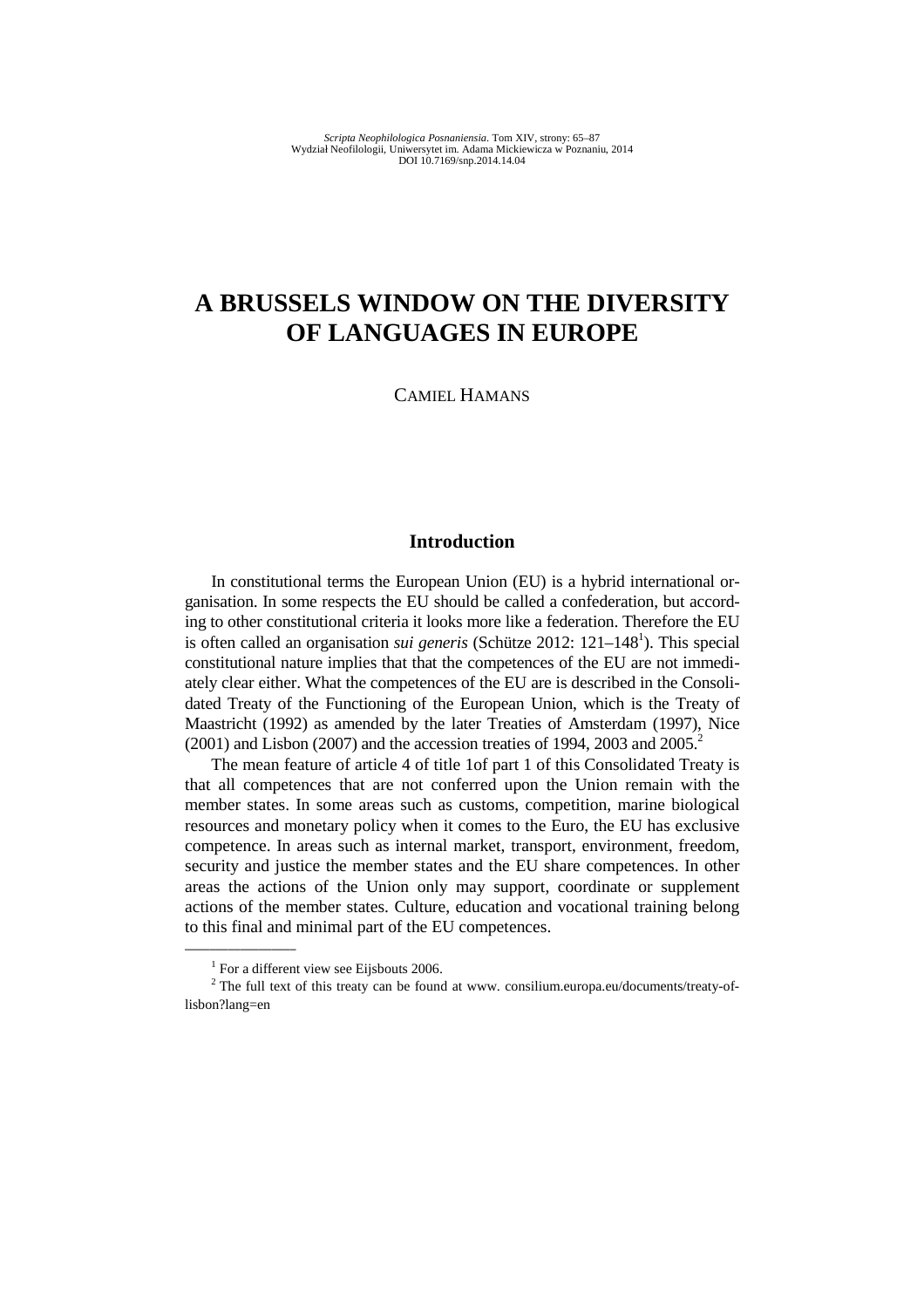Scripta Neophilologica Posnaniensia. Tom XIV, strony: 65–87
Wydział Neofilologii, Uniwersytet im. Adama Mickiewicza w Poznaniu, 2014
DOI 10.7169/snp.2014.14.04

# A BRUSSELS WINDOW ON THE DIVERSITY OF LANGUAGES IN EUROPE

CAMIEL HAMANS

## Introduction

In constitutional terms the European Union (EU) is a hybrid international organisation. In some respects the EU should be called a confederation, but according to other constitutional criteria it looks more like a federation. Therefore the EU is often called an organisation *sui generis* (Schütze 2012: 121–148[1]). This special constitutional nature implies that that the competences of the EU are not immediately clear either. What the competences of the EU are is described in the Consolidated Treaty of the Functioning of the European Union, which is the Treaty of Maastricht (1992) as amended by the later Treaties of Amsterdam (1997), Nice (2001) and Lisbon (2007) and the accession treaties of 1994, 2003 and 2005.[2]

The mean feature of article 4 of title 1of part 1 of this Consolidated Treaty is that all competences that are not conferred upon the Union remain with the member states. In some areas such as customs, competition, marine biological resources and monetary policy when it comes to the Euro, the EU has exclusive competence. In areas such as internal market, transport, environment, freedom, security and justice the member states and the EU share competences. In other areas the actions of the Union only may support, coordinate or supplement actions of the member states. Culture, education and vocational training belong to this final and minimal part of the EU competences.

---

[1] For a different view see Eijsbouts 2006.

[2] The full text of this treaty can be found at www. consilium.europa.eu/documents/treaty-of-lisbon?lang=en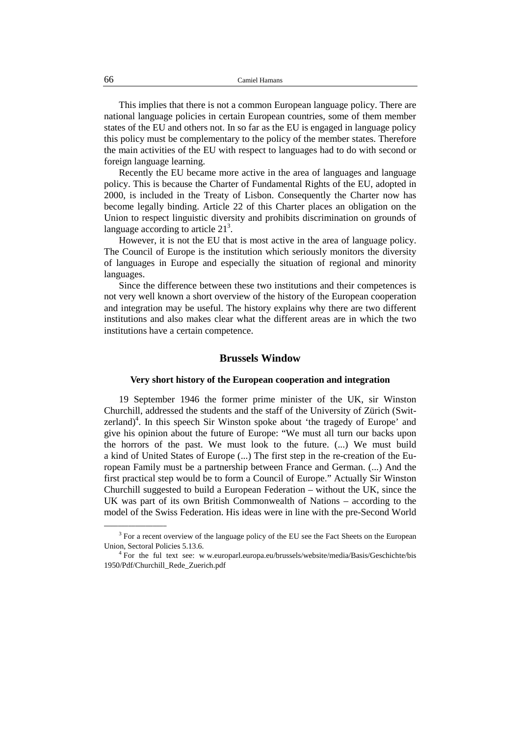This implies that there is not a common European language policy. There are national language policies in certain European countries, some of them member states of the EU and others not. In so far as the EU is engaged in language policy this policy must be complementary to the policy of the member states. Therefore the main activities of the EU with respect to languages had to do with second or foreign language learning.

Recently the EU became more active in the area of languages and language policy. This is because the Charter of Fundamental Rights of the EU, adopted in 2000, is included in the Treaty of Lisbon. Consequently the Charter now has become legally binding. Article 22 of this Charter places an obligation on the Union to respect linguistic diversity and prohibits discrimination on grounds of language according to article 21[3].

However, it is not the EU that is most active in the area of language policy. The Council of Europe is the institution which seriously monitors the diversity of languages in Europe and especially the situation of regional and minority languages.

Since the difference between these two institutions and their competences is not very well known a short overview of the history of the European cooperation and integration may be useful. The history explains why there are two different institutions and also makes clear what the different areas are in which the two institutions have a certain competence.

## Brussels Window

### Very short history of the European cooperation and integration

19 September 1946 the former prime minister of the UK, sir Winston Churchill, addressed the students and the staff of the University of Zürich (Switzerland)[4]. In this speech Sir Winston spoke about 'the tragedy of Europe' and give his opinion about the future of Europe: "We must all turn our backs upon the horrors of the past. We must look to the future. (...) We must build a kind of United States of Europe (...) The first step in the re-creation of the European Family must be a partnership between France and German. (...) And the first practical step would be to form a Council of Europe." Actually Sir Winston Churchill suggested to build a European Federation – without the UK, since the UK was part of its own British Commonwealth of Nations – according to the model of the Swiss Federation. His ideas were in line with the pre-Second World

---

[3] For a recent overview of the language policy of the EU see the Fact Sheets on the European Union, Sectoral Policies 5.13.6.

[4] For the ful text see: w w.europarl.europa.eu/brussels/website/media/Basis/Geschichte/bis 1950/Pdf/Churchill_Rede_Zuerich.pdf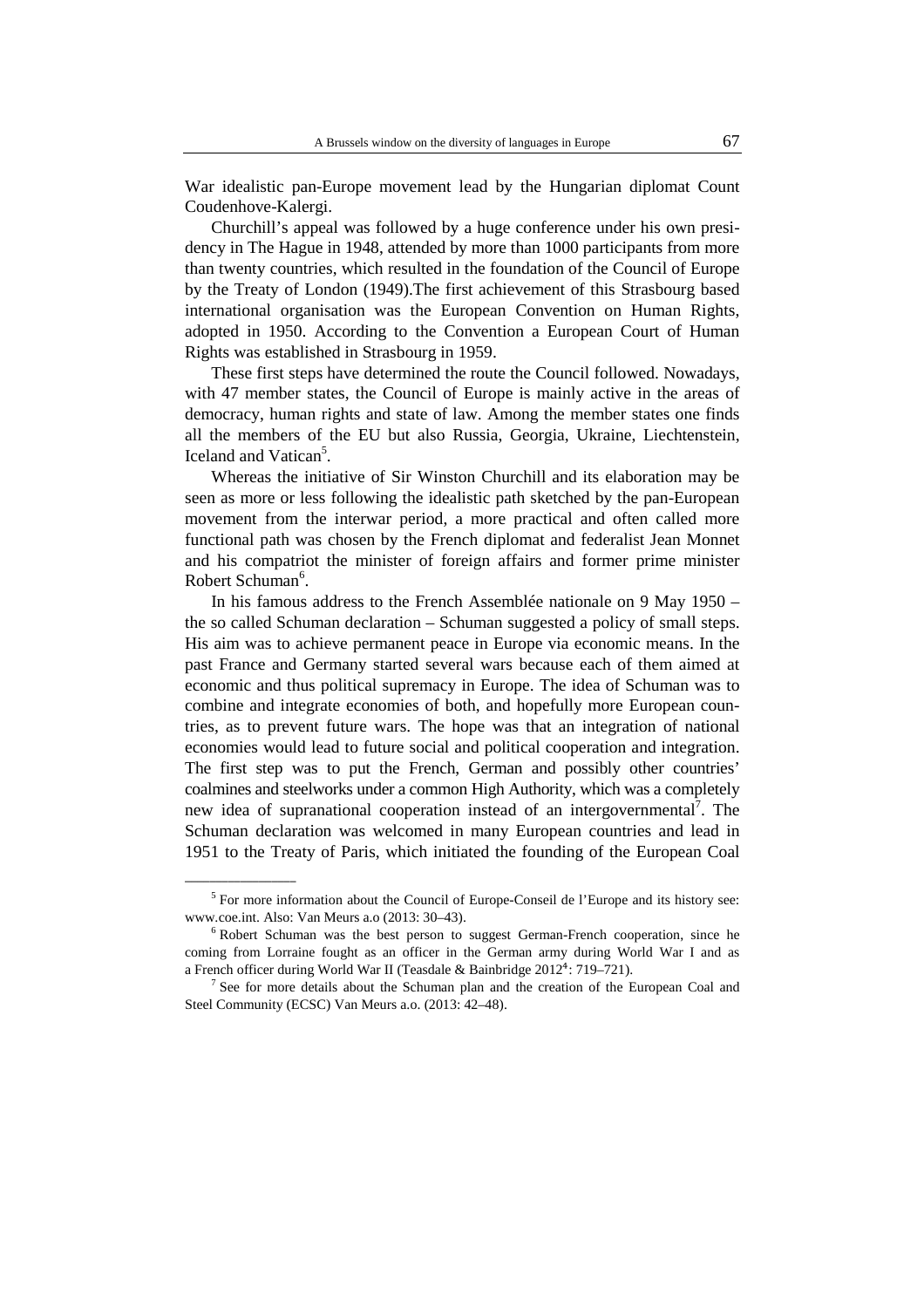War idealistic pan-Europe movement lead by the Hungarian diplomat Count Coudenhove-Kalergi.

Churchill's appeal was followed by a huge conference under his own presidency in The Hague in 1948, attended by more than 1000 participants from more than twenty countries, which resulted in the foundation of the Council of Europe by the Treaty of London (1949).The first achievement of this Strasbourg based international organisation was the European Convention on Human Rights, adopted in 1950. According to the Convention a European Court of Human Rights was established in Strasbourg in 1959.

These first steps have determined the route the Council followed. Nowadays, with 47 member states, the Council of Europe is mainly active in the areas of democracy, human rights and state of law. Among the member states one finds all the members of the EU but also Russia, Georgia, Ukraine, Liechtenstein, Iceland and Vatican[5].

Whereas the initiative of Sir Winston Churchill and its elaboration may be seen as more or less following the idealistic path sketched by the pan-European movement from the interwar period, a more practical and often called more functional path was chosen by the French diplomat and federalist Jean Monnet and his compatriot the minister of foreign affairs and former prime minister Robert Schuman[6].

In his famous address to the French Assemblée nationale on 9 May 1950 – the so called Schuman declaration – Schuman suggested a policy of small steps. His aim was to achieve permanent peace in Europe via economic means. In the past France and Germany started several wars because each of them aimed at economic and thus political supremacy in Europe. The idea of Schuman was to combine and integrate economies of both, and hopefully more European countries, as to prevent future wars. The hope was that an integration of national economies would lead to future social and political cooperation and integration. The first step was to put the French, German and possibly other countries' coalmines and steelworks under a common High Authority, which was a completely new idea of supranational cooperation instead of an intergovernmental[7]. The Schuman declaration was welcomed in many European countries and lead in 1951 to the Treaty of Paris, which initiated the founding of the European Coal

---

[5] For more information about the Council of Europe-Conseil de l'Europe and its history see: www.coe.int. Also: Van Meurs a.o (2013: 30–43).

[6] Robert Schuman was the best person to suggest German-French cooperation, since he coming from Lorraine fought as an officer in the German army during World War I and as a French officer during World War II (Teasdale & Bainbridge 2012[4]: 719–721).

[7] See for more details about the Schuman plan and the creation of the European Coal and Steel Community (ECSC) Van Meurs a.o. (2013: 42–48).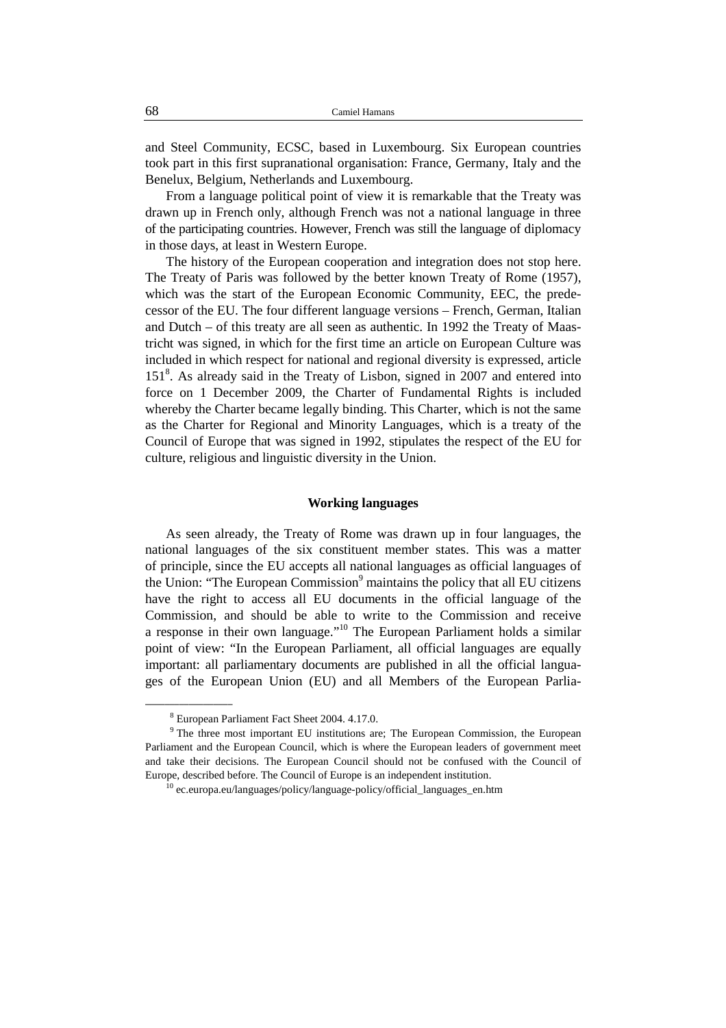and Steel Community, ECSC, based in Luxembourg. Six European countries took part in this first supranational organisation: France, Germany, Italy and the Benelux, Belgium, Netherlands and Luxembourg.

From a language political point of view it is remarkable that the Treaty was drawn up in French only, although French was not a national language in three of the participating countries. However, French was still the language of diplomacy in those days, at least in Western Europe.

The history of the European cooperation and integration does not stop here. The Treaty of Paris was followed by the better known Treaty of Rome (1957), which was the start of the European Economic Community, EEC, the predecessor of the EU. The four different language versions – French, German, Italian and Dutch – of this treaty are all seen as authentic. In 1992 the Treaty of Maastricht was signed, in which for the first time an article on European Culture was included in which respect for national and regional diversity is expressed, article 151[8]. As already said in the Treaty of Lisbon, signed in 2007 and entered into force on 1 December 2009, the Charter of Fundamental Rights is included whereby the Charter became legally binding. This Charter, which is not the same as the Charter for Regional and Minority Languages, which is a treaty of the Council of Europe that was signed in 1992, stipulates the respect of the EU for culture, religious and linguistic diversity in the Union.

## Working languages

As seen already, the Treaty of Rome was drawn up in four languages, the national languages of the six constituent member states. This was a matter of principle, since the EU accepts all national languages as official languages of the Union: "The European Commission[9] maintains the policy that all EU citizens have the right to access all EU documents in the official language of the Commission, and should be able to write to the Commission and receive a response in their own language."[10] The European Parliament holds a similar point of view: "In the European Parliament, all official languages are equally important: all parliamentary documents are published in all the official languages of the European Union (EU) and all Members of the European Parlia-

---

[8] European Parliament Fact Sheet 2004. 4.17.0.

[9] The three most important EU institutions are; The European Commission, the European Parliament and the European Council, which is where the European leaders of government meet and take their decisions. The European Council should not be confused with the Council of Europe, described before. The Council of Europe is an independent institution.

[10] ec.europa.eu/languages/policy/language-policy/official_languages_en.htm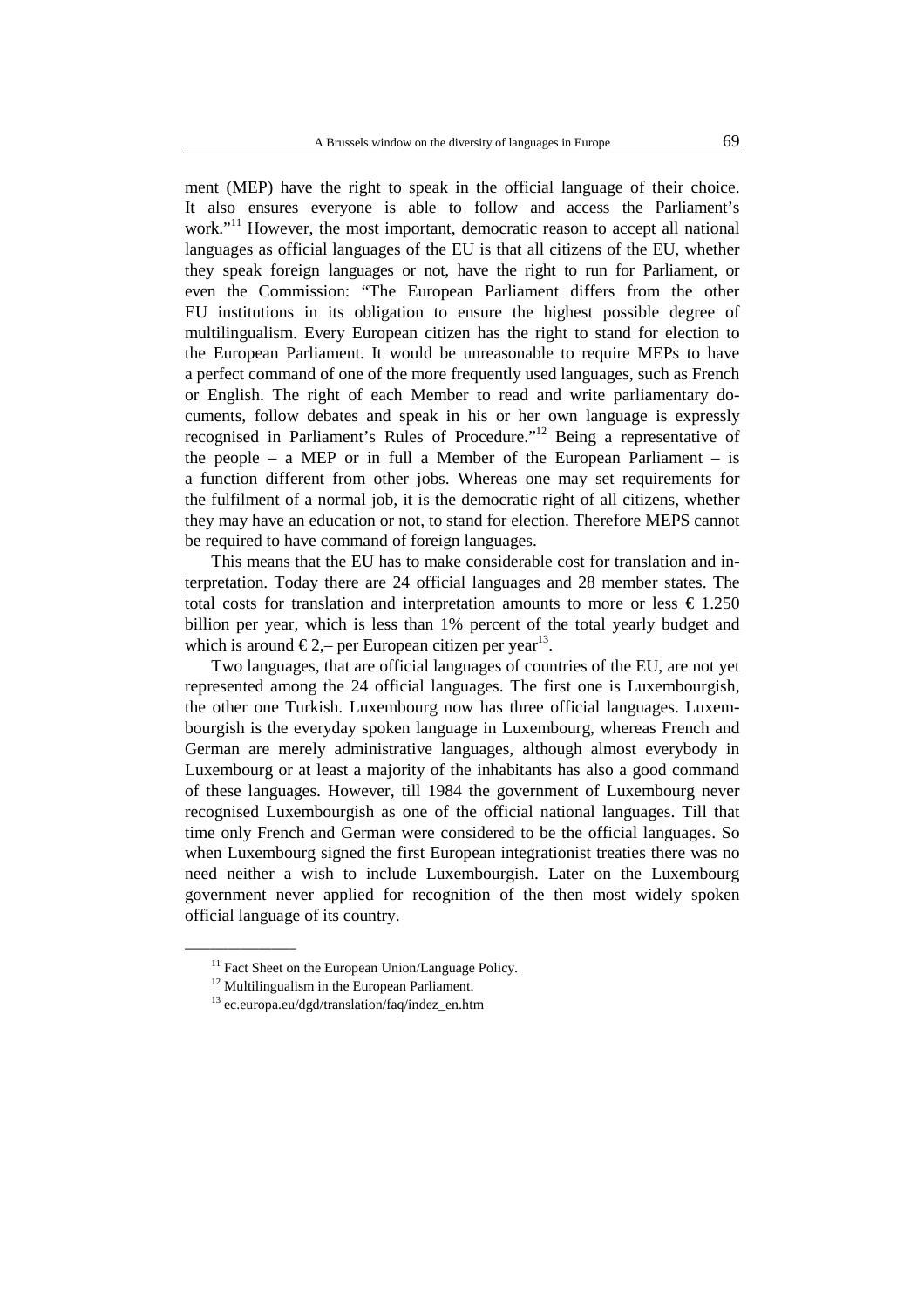ment (MEP) have the right to speak in the official language of their choice. It also ensures everyone is able to follow and access the Parliament's work."[11] However, the most important, democratic reason to accept all national languages as official languages of the EU is that all citizens of the EU, whether they speak foreign languages or not, have the right to run for Parliament, or even the Commission: "The European Parliament differs from the other EU institutions in its obligation to ensure the highest possible degree of multilingualism. Every European citizen has the right to stand for election to the European Parliament. It would be unreasonable to require MEPs to have a perfect command of one of the more frequently used languages, such as French or English. The right of each Member to read and write parliamentary documents, follow debates and speak in his or her own language is expressly recognised in Parliament's Rules of Procedure."[12] Being a representative of the people – a MEP or in full a Member of the European Parliament – is a function different from other jobs. Whereas one may set requirements for the fulfilment of a normal job, it is the democratic right of all citizens, whether they may have an education or not, to stand for election. Therefore MEPS cannot be required to have command of foreign languages.

This means that the EU has to make considerable cost for translation and interpretation. Today there are 24 official languages and 28 member states. The total costs for translation and interpretation amounts to more or less € 1.250 billion per year, which is less than 1% percent of the total yearly budget and which is around € 2,– per European citizen per year[13].

Two languages, that are official languages of countries of the EU, are not yet represented among the 24 official languages. The first one is Luxembourgish, the other one Turkish. Luxembourg now has three official languages. Luxembourgish is the everyday spoken language in Luxembourg, whereas French and German are merely administrative languages, although almost everybody in Luxembourg or at least a majority of the inhabitants has also a good command of these languages. However, till 1984 the government of Luxembourg never recognised Luxembourgish as one of the official national languages. Till that time only French and German were considered to be the official languages. So when Luxembourg signed the first European integrationist treaties there was no need neither a wish to include Luxembourgish. Later on the Luxembourg government never applied for recognition of the then most widely spoken official language of its country.

---

[11] Fact Sheet on the European Union/Language Policy.

[12] Multilingualism in the European Parliament.

[13] ec.europa.eu/dgd/translation/faq/indez_en.htm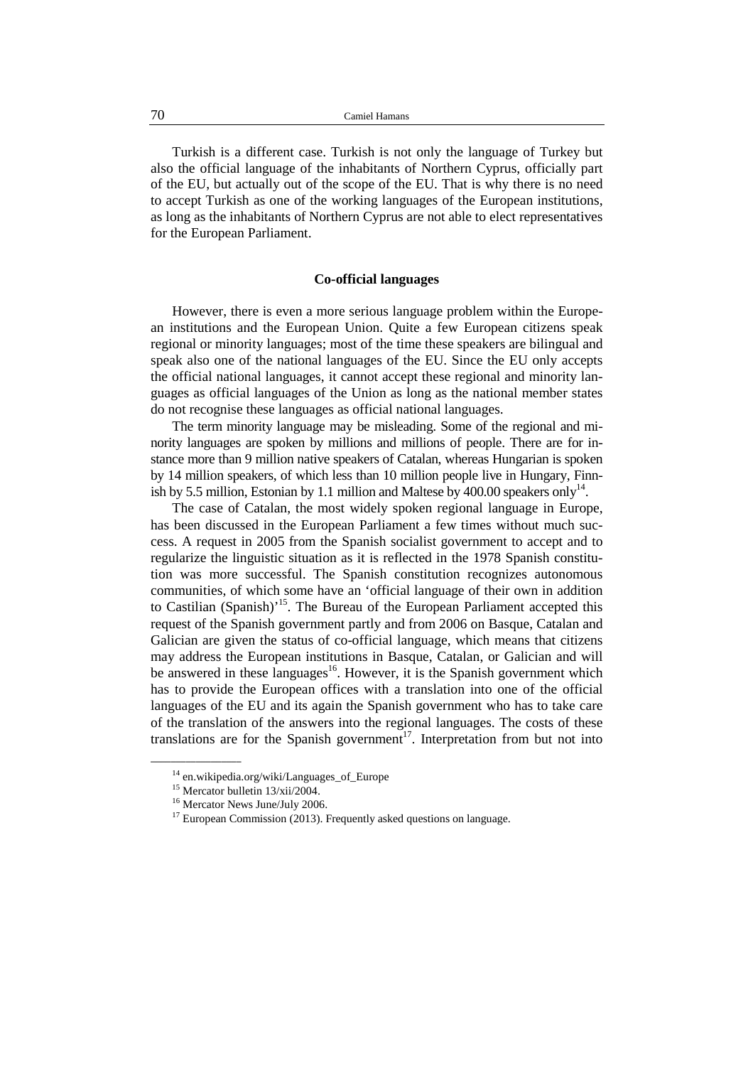Turkish is a different case. Turkish is not only the language of Turkey but also the official language of the inhabitants of Northern Cyprus, officially part of the EU, but actually out of the scope of the EU. That is why there is no need to accept Turkish as one of the working languages of the European institutions, as long as the inhabitants of Northern Cyprus are not able to elect representatives for the European Parliament.

## Co-official languages

However, there is even a more serious language problem within the European institutions and the European Union. Quite a few European citizens speak regional or minority languages; most of the time these speakers are bilingual and speak also one of the national languages of the EU. Since the EU only accepts the official national languages, it cannot accept these regional and minority languages as official languages of the Union as long as the national member states do not recognise these languages as official national languages.

The term minority language may be misleading. Some of the regional and minority languages are spoken by millions and millions of people. There are for instance more than 9 million native speakers of Catalan, whereas Hungarian is spoken by 14 million speakers, of which less than 10 million people live in Hungary, Finnish by 5.5 million, Estonian by 1.1 million and Maltese by 400.00 speakers only[14].

The case of Catalan, the most widely spoken regional language in Europe, has been discussed in the European Parliament a few times without much success. A request in 2005 from the Spanish socialist government to accept and to regularize the linguistic situation as it is reflected in the 1978 Spanish constitution was more successful. The Spanish constitution recognizes autonomous communities, of which some have an 'official language of their own in addition to Castilian (Spanish)'[15]. The Bureau of the European Parliament accepted this request of the Spanish government partly and from 2006 on Basque, Catalan and Galician are given the status of co-official language, which means that citizens may address the European institutions in Basque, Catalan, or Galician and will be answered in these languages[16]. However, it is the Spanish government which has to provide the European offices with a translation into one of the official languages of the EU and its again the Spanish government who has to take care of the translation of the answers into the regional languages. The costs of these translations are for the Spanish government[17]. Interpretation from but not into

---

[14] en.wikipedia.org/wiki/Languages_of_Europe

[15] Mercator bulletin 13/xii/2004.

[16] Mercator News June/July 2006.

[17] European Commission (2013). Frequently asked questions on language.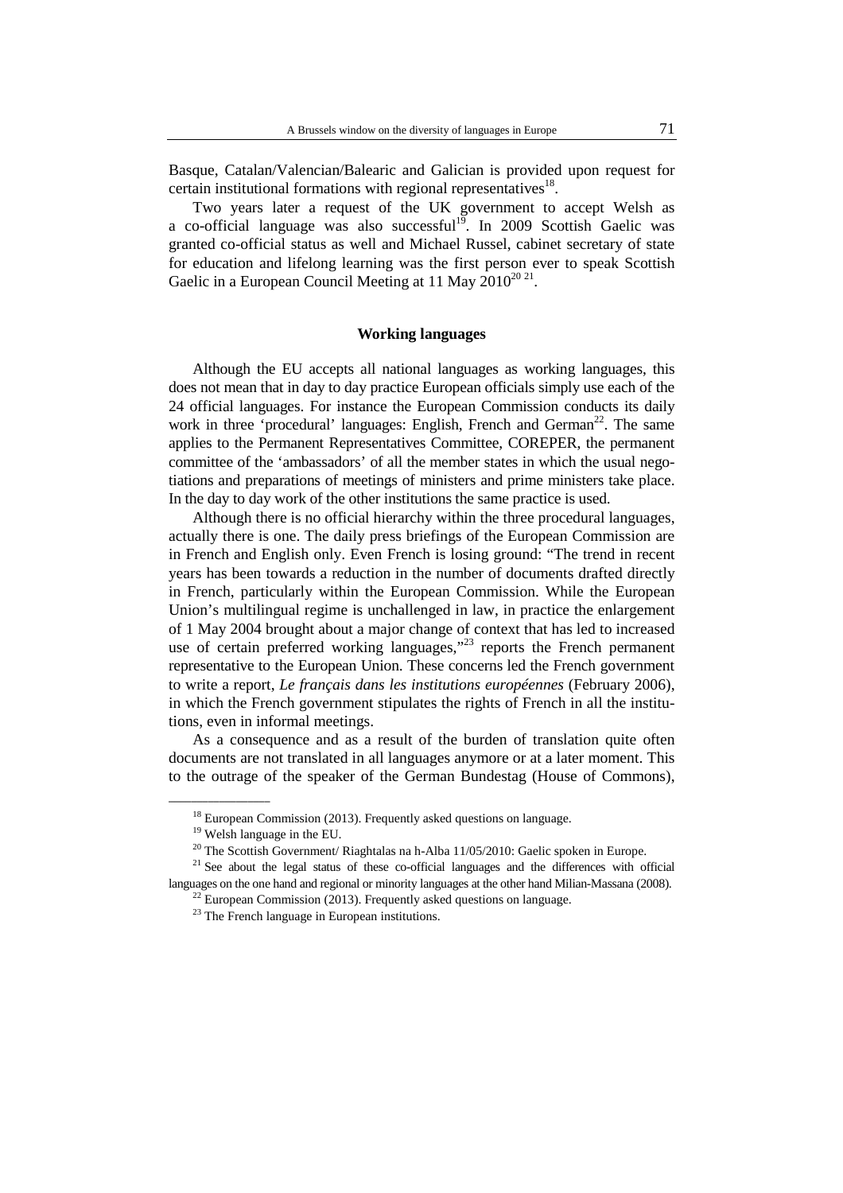Basque, Catalan/Valencian/Balearic and Galician is provided upon request for certain institutional formations with regional representatives[18].

Two years later a request of the UK government to accept Welsh as a co-official language was also successful[19]. In 2009 Scottish Gaelic was granted co-official status as well and Michael Russel, cabinet secretary of state for education and lifelong learning was the first person ever to speak Scottish Gaelic in a European Council Meeting at 11 May 2010[20 21].

## Working languages

Although the EU accepts all national languages as working languages, this does not mean that in day to day practice European officials simply use each of the 24 official languages. For instance the European Commission conducts its daily work in three 'procedural' languages: English, French and German[22]. The same applies to the Permanent Representatives Committee, COREPER, the permanent committee of the 'ambassadors' of all the member states in which the usual negotiations and preparations of meetings of ministers and prime ministers take place. In the day to day work of the other institutions the same practice is used.

Although there is no official hierarchy within the three procedural languages, actually there is one. The daily press briefings of the European Commission are in French and English only. Even French is losing ground: "The trend in recent years has been towards a reduction in the number of documents drafted directly in French, particularly within the European Commission. While the European Union's multilingual regime is unchallenged in law, in practice the enlargement of 1 May 2004 brought about a major change of context that has led to increased use of certain preferred working languages,"[23] reports the French permanent representative to the European Union. These concerns led the French government to write a report, *Le français dans les institutions européennes* (February 2006), in which the French government stipulates the rights of French in all the institutions, even in informal meetings.

As a consequence and as a result of the burden of translation quite often documents are not translated in all languages anymore or at a later moment. This to the outrage of the speaker of the German Bundestag (House of Commons),

---

[18] European Commission (2013). Frequently asked questions on language.

[19] Welsh language in the EU.

[20] The Scottish Government/ Riaghtalas na h-Alba 11/05/2010: Gaelic spoken in Europe.

[21] See about the legal status of these co-official languages and the differences with official languages on the one hand and regional or minority languages at the other hand Milian-Massana (2008).

[22] European Commission (2013). Frequently asked questions on language.

[23] The French language in European institutions.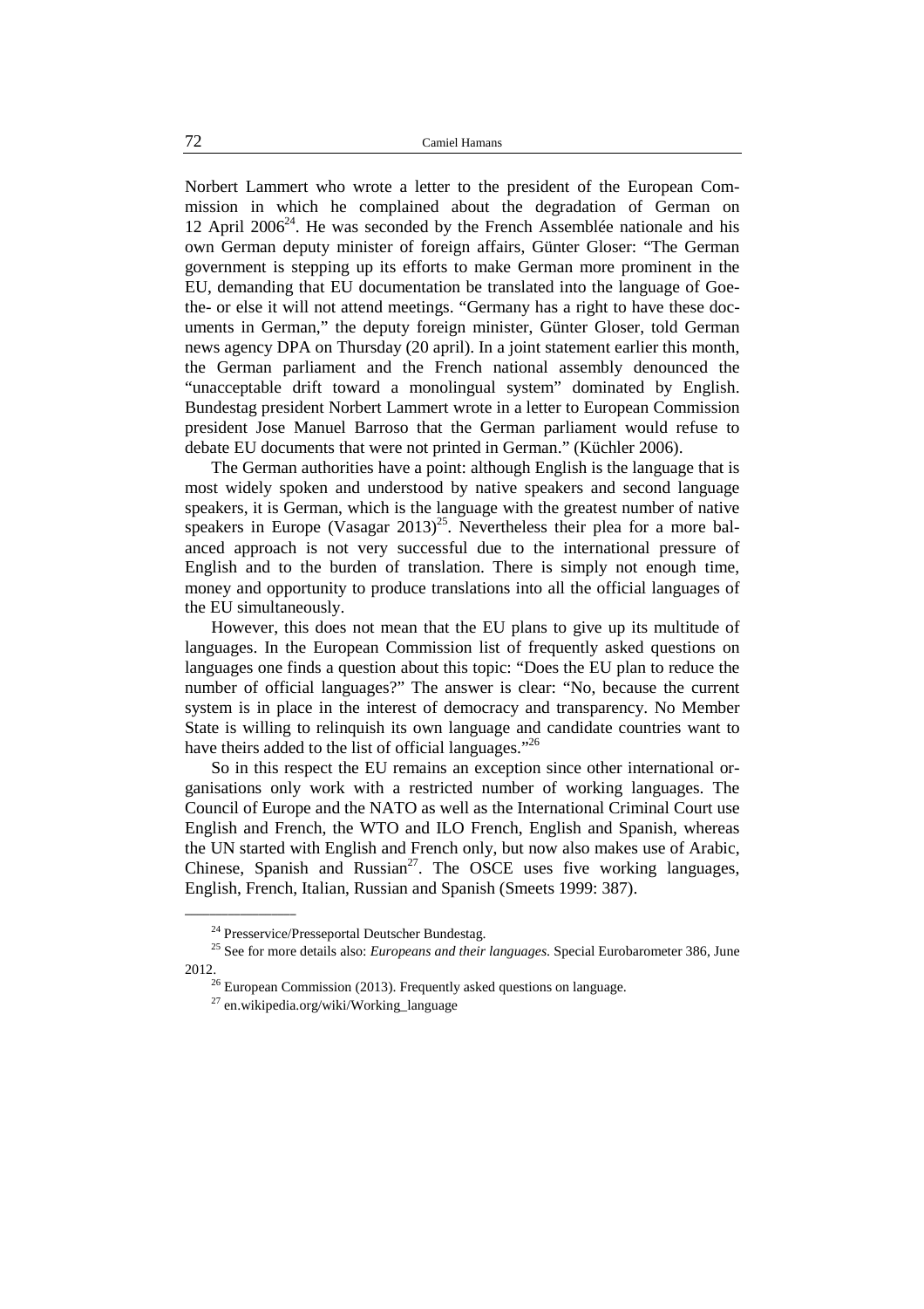Norbert Lammert who wrote a letter to the president of the European Commission in which he complained about the degradation of German on 12 April 2006[24]. He was seconded by the French Assemblée nationale and his own German deputy minister of foreign affairs, Günter Gloser: "The German government is stepping up its efforts to make German more prominent in the EU, demanding that EU documentation be translated into the language of Goethe- or else it will not attend meetings. "Germany has a right to have these documents in German," the deputy foreign minister, Günter Gloser, told German news agency DPA on Thursday (20 april). In a joint statement earlier this month, the German parliament and the French national assembly denounced the "unacceptable drift toward a monolingual system" dominated by English. Bundestag president Norbert Lammert wrote in a letter to European Commission president Jose Manuel Barroso that the German parliament would refuse to debate EU documents that were not printed in German." (Küchler 2006).

The German authorities have a point: although English is the language that is most widely spoken and understood by native speakers and second language speakers, it is German, which is the language with the greatest number of native speakers in Europe (Vasagar 2013)[25]. Nevertheless their plea for a more balanced approach is not very successful due to the international pressure of English and to the burden of translation. There is simply not enough time, money and opportunity to produce translations into all the official languages of the EU simultaneously.

However, this does not mean that the EU plans to give up its multitude of languages. In the European Commission list of frequently asked questions on languages one finds a question about this topic: "Does the EU plan to reduce the number of official languages?" The answer is clear: "No, because the current system is in place in the interest of democracy and transparency. No Member State is willing to relinquish its own language and candidate countries want to have theirs added to the list of official languages."[26]

So in this respect the EU remains an exception since other international organisations only work with a restricted number of working languages. The Council of Europe and the NATO as well as the International Criminal Court use English and French, the WTO and ILO French, English and Spanish, whereas the UN started with English and French only, but now also makes use of Arabic, Chinese, Spanish and Russian[27]. The OSCE uses five working languages, English, French, Italian, Russian and Spanish (Smeets 1999: 387).

---

[24] Presservice/Presseportal Deutscher Bundestag.

[25] See for more details also: *Europeans and their languages*. Special Eurobarometer 386, June 2012.

[26] European Commission (2013). Frequently asked questions on language.

[27] en.wikipedia.org/wiki/Working_language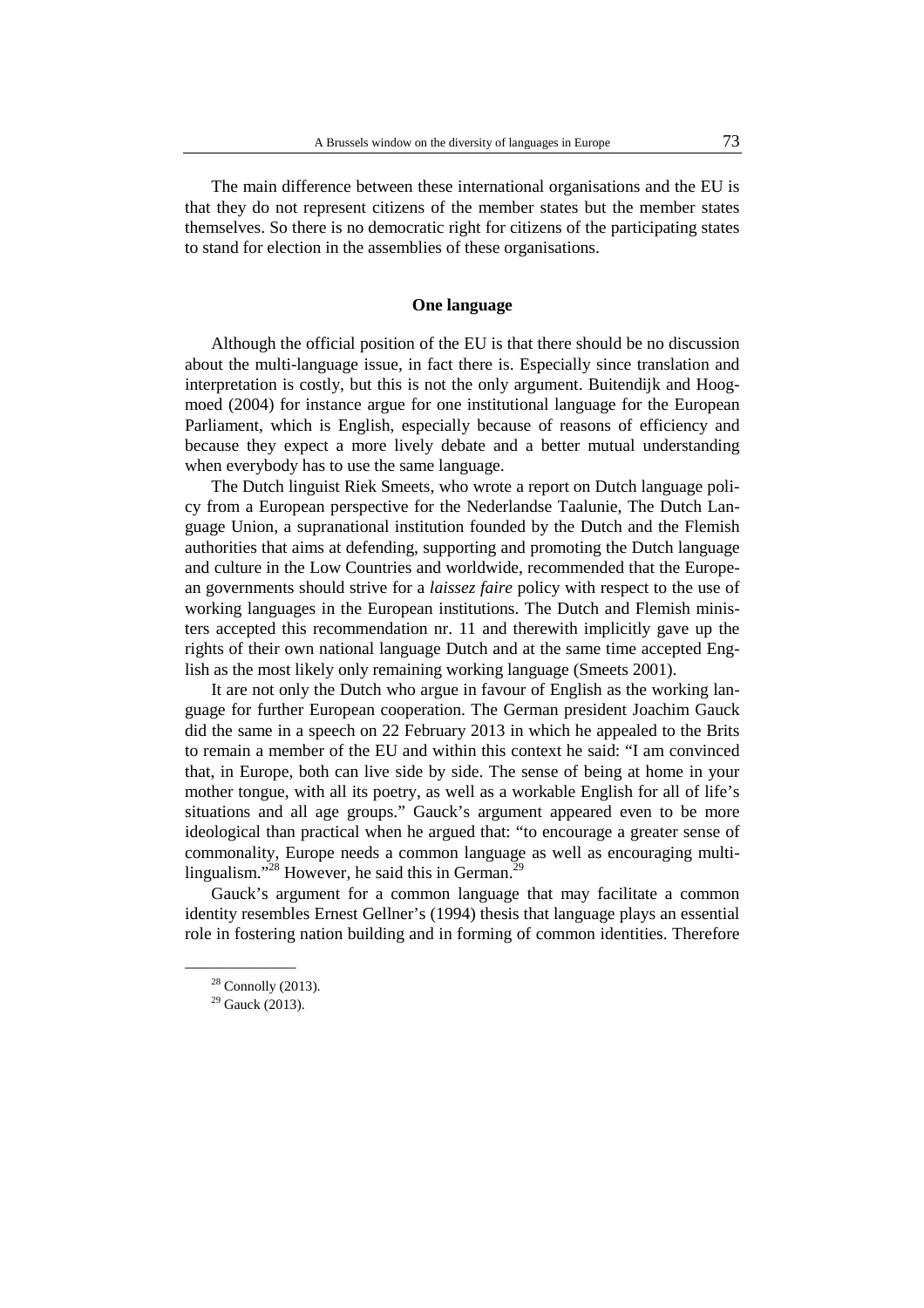The main difference between these international organisations and the EU is that they do not represent citizens of the member states but the member states themselves. So there is no democratic right for citizens of the participating states to stand for election in the assemblies of these organisations.

## One language

Although the official position of the EU is that there should be no discussion about the multi-language issue, in fact there is. Especially since translation and interpretation is costly, but this is not the only argument. Buitendijk and Hoogmoed (2004) for instance argue for one institutional language for the European Parliament, which is English, especially because of reasons of efficiency and because they expect a more lively debate and a better mutual understanding when everybody has to use the same language.

The Dutch linguist Riek Smeets, who wrote a report on Dutch language policy from a European perspective for the Nederlandse Taalunie, The Dutch Language Union, a supranational institution founded by the Dutch and the Flemish authorities that aims at defending, supporting and promoting the Dutch language and culture in the Low Countries and worldwide, recommended that the European governments should strive for a *laissez faire* policy with respect to the use of working languages in the European institutions. The Dutch and Flemish ministers accepted this recommendation nr. 11 and therewith implicitly gave up the rights of their own national language Dutch and at the same time accepted English as the most likely only remaining working language (Smeets 2001).

It are not only the Dutch who argue in favour of English as the working language for further European cooperation. The German president Joachim Gauck did the same in a speech on 22 February 2013 in which he appealed to the Brits to remain a member of the EU and within this context he said: "I am convinced that, in Europe, both can live side by side. The sense of being at home in your mother tongue, with all its poetry, as well as a workable English for all of life's situations and all age groups." Gauck's argument appeared even to be more ideological than practical when he argued that: "to encourage a greater sense of commonality, Europe needs a common language as well as encouraging multilingualism."[28] However, he said this in German.[29]

Gauck's argument for a common language that may facilitate a common identity resembles Ernest Gellner's (1994) thesis that language plays an essential role in fostering nation building and in forming of common identities. Therefore

---

[28] Connolly (2013).

[29] Gauck (2013).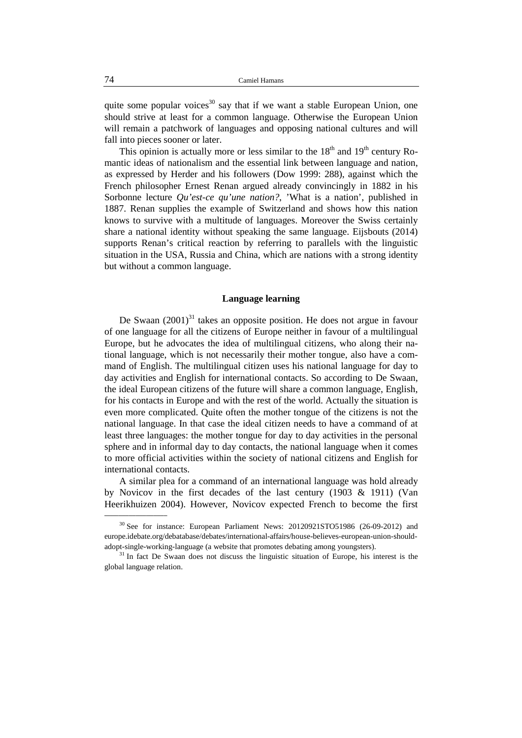quite some popular voices[30] say that if we want a stable European Union, one should strive at least for a common language. Otherwise the European Union will remain a patchwork of languages and opposing national cultures and will fall into pieces sooner or later.

This opinion is actually more or less similar to the 18th and 19th century Romantic ideas of nationalism and the essential link between language and nation, as expressed by Herder and his followers (Dow 1999: 288), against which the French philosopher Ernest Renan argued already convincingly in 1882 in his Sorbonne lecture *Qu'est-ce qu'une nation?*, 'What is a nation', published in 1887. Renan supplies the example of Switzerland and shows how this nation knows to survive with a multitude of languages. Moreover the Swiss certainly share a national identity without speaking the same language. Eijsbouts (2014) supports Renan's critical reaction by referring to parallels with the linguistic situation in the USA, Russia and China, which are nations with a strong identity but without a common language.

## Language learning

De Swaan (2001)[31] takes an opposite position. He does not argue in favour of one language for all the citizens of Europe neither in favour of a multilingual Europe, but he advocates the idea of multilingual citizens, who along their national language, which is not necessarily their mother tongue, also have a command of English. The multilingual citizen uses his national language for day to day activities and English for international contacts. So according to De Swaan, the ideal European citizens of the future will share a common language, English, for his contacts in Europe and with the rest of the world. Actually the situation is even more complicated. Quite often the mother tongue of the citizens is not the national language. In that case the ideal citizen needs to have a command of at least three languages: the mother tongue for day to day activities in the personal sphere and in informal day to day contacts, the national language when it comes to more official activities within the society of national citizens and English for international contacts.

A similar plea for a command of an international language was hold already by Novicov in the first decades of the last century (1903 & 1911) (Van Heerikhuizen 2004). However, Novicov expected French to become the first

---

[30] See for instance: European Parliament News: 20120921STO51986 (26-09-2012) and europe.idebate.org/debatabase/debates/international-affairs/house-believes-european-union-should-adopt-single-working-language (a website that promotes debating among youngsters).

[31] In fact De Swaan does not discuss the linguistic situation of Europe, his interest is the global language relation.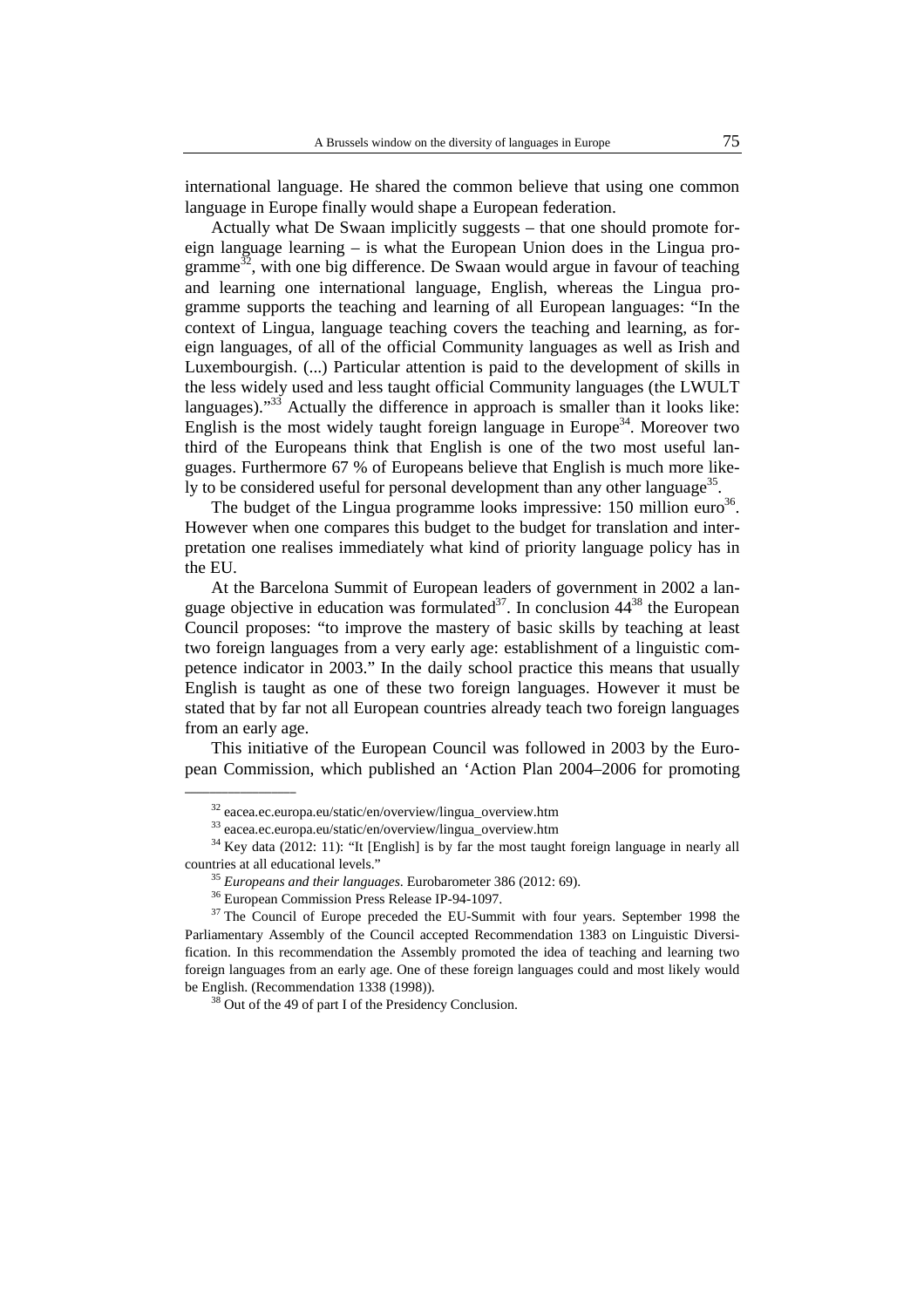international language. He shared the common believe that using one common language in Europe finally would shape a European federation.

Actually what De Swaan implicitly suggests – that one should promote foreign language learning – is what the European Union does in the Lingua programme[32], with one big difference. De Swaan would argue in favour of teaching and learning one international language, English, whereas the Lingua programme supports the teaching and learning of all European languages: "In the context of Lingua, language teaching covers the teaching and learning, as foreign languages, of all of the official Community languages as well as Irish and Luxembourgish. (...) Particular attention is paid to the development of skills in the less widely used and less taught official Community languages (the LWULT languages)."[33] Actually the difference in approach is smaller than it looks like: English is the most widely taught foreign language in Europe[34]. Moreover two third of the Europeans think that English is one of the two most useful languages. Furthermore 67 % of Europeans believe that English is much more likely to be considered useful for personal development than any other language[35].

The budget of the Lingua programme looks impressive: 150 million euro[36]. However when one compares this budget to the budget for translation and interpretation one realises immediately what kind of priority language policy has in the EU.

At the Barcelona Summit of European leaders of government in 2002 a language objective in education was formulated[37]. In conclusion 44[38] the European Council proposes: "to improve the mastery of basic skills by teaching at least two foreign languages from a very early age: establishment of a linguistic competence indicator in 2003." In the daily school practice this means that usually English is taught as one of these two foreign languages. However it must be stated that by far not all European countries already teach two foreign languages from an early age.

This initiative of the European Council was followed in 2003 by the European Commission, which published an 'Action Plan 2004–2006 for promoting

---

[32] eacea.ec.europa.eu/static/en/overview/lingua_overview.htm

[33] eacea.ec.europa.eu/static/en/overview/lingua_overview.htm

[34] Key data (2012: 11): "It [English] is by far the most taught foreign language in nearly all countries at all educational levels."

[35] *Europeans and their languages*. Eurobarometer 386 (2012: 69).

[36] European Commission Press Release IP-94-1097.

[37] The Council of Europe preceded the EU-Summit with four years. September 1998 the Parliamentary Assembly of the Council accepted Recommendation 1383 on Linguistic Diversification. In this recommendation the Assembly promoted the idea of teaching and learning two foreign languages from an early age. One of these foreign languages could and most likely would be English. (Recommendation 1338 (1998)).

[38] Out of the 49 of part I of the Presidency Conclusion.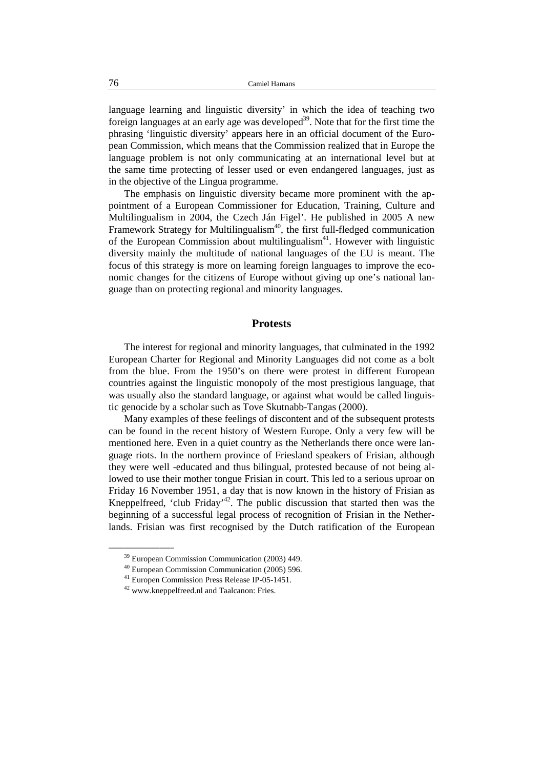language learning and linguistic diversity' in which the idea of teaching two foreign languages at an early age was developed[39]. Note that for the first time the phrasing 'linguistic diversity' appears here in an official document of the European Commission, which means that the Commission realized that in Europe the language problem is not only communicating at an international level but at the same time protecting of lesser used or even endangered languages, just as in the objective of the Lingua programme.

The emphasis on linguistic diversity became more prominent with the appointment of a European Commissioner for Education, Training, Culture and Multilingualism in 2004, the Czech Ján Figel'. He published in 2005 A new Framework Strategy for Multilingualism[40], the first full-fledged communication of the European Commission about multilingualism[41]. However with linguistic diversity mainly the multitude of national languages of the EU is meant. The focus of this strategy is more on learning foreign languages to improve the economic changes for the citizens of Europe without giving up one's national language than on protecting regional and minority languages.

## Protests

The interest for regional and minority languages, that culminated in the 1992 European Charter for Regional and Minority Languages did not come as a bolt from the blue. From the 1950's on there were protest in different European countries against the linguistic monopoly of the most prestigious language, that was usually also the standard language, or against what would be called linguistic genocide by a scholar such as Tove Skutnabb-Tangas (2000).

Many examples of these feelings of discontent and of the subsequent protests can be found in the recent history of Western Europe. Only a very few will be mentioned here. Even in a quiet country as the Netherlands there once were language riots. In the northern province of Friesland speakers of Frisian, although they were well -educated and thus bilingual, protested because of not being allowed to use their mother tongue Frisian in court. This led to a serious uproar on Friday 16 November 1951, a day that is now known in the history of Frisian as Kneppelfreed, 'club Friday'[42]. The public discussion that started then was the beginning of a successful legal process of recognition of Frisian in the Netherlands. Frisian was first recognised by the Dutch ratification of the European

---

[39] European Commission Communication (2003) 449.

[40] European Commission Communication (2005) 596.

[41] Europen Commission Press Release IP-05-1451.

[42] www.kneppelfreed.nl and Taalcanon: Fries.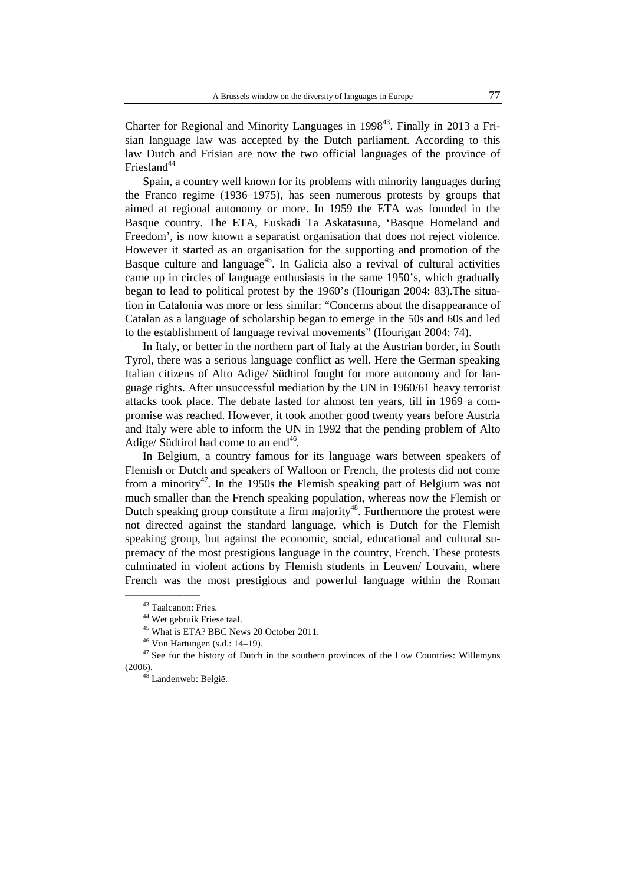Charter for Regional and Minority Languages in 1998[43]. Finally in 2013 a Frisian language law was accepted by the Dutch parliament. According to this law Dutch and Frisian are now the two official languages of the province of Friesland[44]

Spain, a country well known for its problems with minority languages during the Franco regime (1936–1975), has seen numerous protests by groups that aimed at regional autonomy or more. In 1959 the ETA was founded in the Basque country. The ETA, Euskadi Ta Askatasuna, 'Basque Homeland and Freedom', is now known a separatist organisation that does not reject violence. However it started as an organisation for the supporting and promotion of the Basque culture and language[45]. In Galicia also a revival of cultural activities came up in circles of language enthusiasts in the same 1950's, which gradually began to lead to political protest by the 1960's (Hourigan 2004: 83).The situation in Catalonia was more or less similar: "Concerns about the disappearance of Catalan as a language of scholarship began to emerge in the 50s and 60s and led to the establishment of language revival movements" (Hourigan 2004: 74).

In Italy, or better in the northern part of Italy at the Austrian border, in South Tyrol, there was a serious language conflict as well. Here the German speaking Italian citizens of Alto Adige/ Südtirol fought for more autonomy and for language rights. After unsuccessful mediation by the UN in 1960/61 heavy terrorist attacks took place. The debate lasted for almost ten years, till in 1969 a compromise was reached. However, it took another good twenty years before Austria and Italy were able to inform the UN in 1992 that the pending problem of Alto Adige/ Südtirol had come to an end[46].

In Belgium, a country famous for its language wars between speakers of Flemish or Dutch and speakers of Walloon or French, the protests did not come from a minority[47]. In the 1950s the Flemish speaking part of Belgium was not much smaller than the French speaking population, whereas now the Flemish or Dutch speaking group constitute a firm majority[48]. Furthermore the protest were not directed against the standard language, which is Dutch for the Flemish speaking group, but against the economic, social, educational and cultural supremacy of the most prestigious language in the country, French. These protests culminated in violent actions by Flemish students in Leuven/ Louvain, where French was the most prestigious and powerful language within the Roman

---

[43] Taalcanon: Fries.

[44] Wet gebruik Friese taal.

[45] What is ETA? BBC News 20 October 2011.

[46] Von Hartungen (s.d.: 14–19).

[47] See for the history of Dutch in the southern provinces of the Low Countries: Willemyns (2006).

[48] Landenweb: België.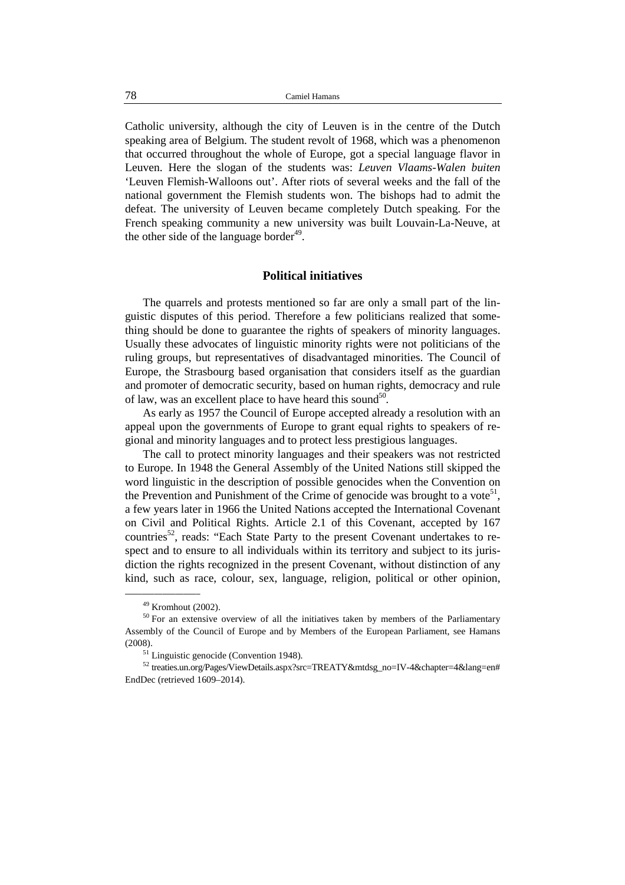Catholic university, although the city of Leuven is in the centre of the Dutch speaking area of Belgium. The student revolt of 1968, which was a phenomenon that occurred throughout the whole of Europe, got a special language flavor in Leuven. Here the slogan of the students was: *Leuven Vlaams-Walen buiten* 'Leuven Flemish-Walloons out'. After riots of several weeks and the fall of the national government the Flemish students won. The bishops had to admit the defeat. The university of Leuven became completely Dutch speaking. For the French speaking community a new university was built Louvain-La-Neuve, at the other side of the language border[49].

## Political initiatives

The quarrels and protests mentioned so far are only a small part of the linguistic disputes of this period. Therefore a few politicians realized that something should be done to guarantee the rights of speakers of minority languages. Usually these advocates of linguistic minority rights were not politicians of the ruling groups, but representatives of disadvantaged minorities. The Council of Europe, the Strasbourg based organisation that considers itself as the guardian and promoter of democratic security, based on human rights, democracy and rule of law, was an excellent place to have heard this sound[50].

As early as 1957 the Council of Europe accepted already a resolution with an appeal upon the governments of Europe to grant equal rights to speakers of regional and minority languages and to protect less prestigious languages.

The call to protect minority languages and their speakers was not restricted to Europe. In 1948 the General Assembly of the United Nations still skipped the word linguistic in the description of possible genocides when the Convention on the Prevention and Punishment of the Crime of genocide was brought to a vote[51], a few years later in 1966 the United Nations accepted the International Covenant on Civil and Political Rights. Article 2.1 of this Covenant, accepted by 167 countries[52], reads: "Each State Party to the present Covenant undertakes to respect and to ensure to all individuals within its territory and subject to its jurisdiction the rights recognized in the present Covenant, without distinction of any kind, such as race, colour, sex, language, religion, political or other opinion,

---

[49] Kromhout (2002).

[50] For an extensive overview of all the initiatives taken by members of the Parliamentary Assembly of the Council of Europe and by Members of the European Parliament, see Hamans (2008).

[51] Linguistic genocide (Convention 1948).

[52] treaties.un.org/Pages/ViewDetails.aspx?src=TREATY&mtdsg_no=IV-4&chapter=4&lang=en#EndDec (retrieved 1609–2014).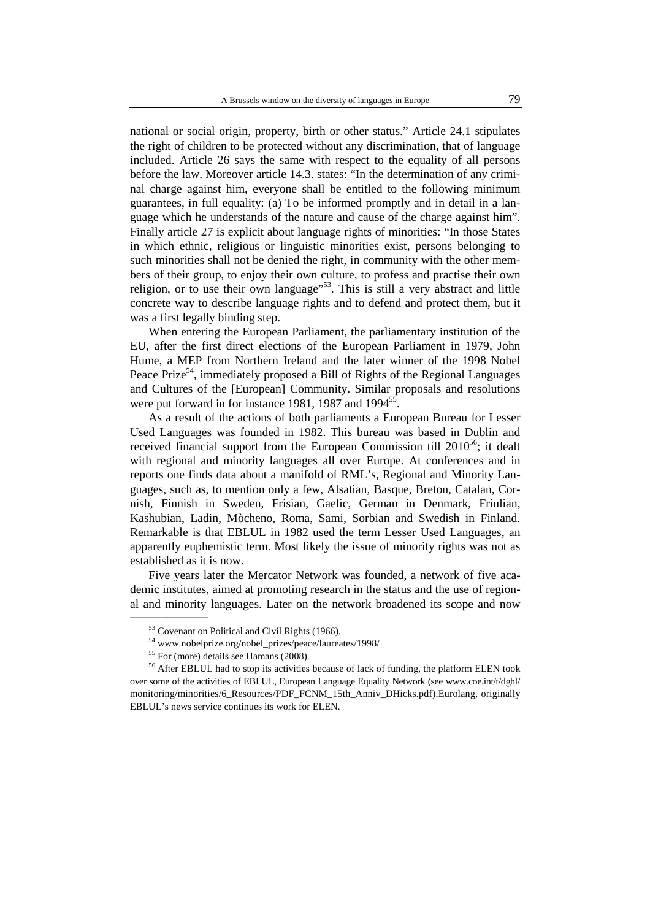national or social origin, property, birth or other status." Article 24.1 stipulates the right of children to be protected without any discrimination, that of language included. Article 26 says the same with respect to the equality of all persons before the law. Moreover article 14.3. states: "In the determination of any criminal charge against him, everyone shall be entitled to the following minimum guarantees, in full equality: (a) To be informed promptly and in detail in a language which he understands of the nature and cause of the charge against him". Finally article 27 is explicit about language rights of minorities: "In those States in which ethnic, religious or linguistic minorities exist, persons belonging to such minorities shall not be denied the right, in community with the other members of their group, to enjoy their own culture, to profess and practise their own religion, or to use their own language"[53]. This is still a very abstract and little concrete way to describe language rights and to defend and protect them, but it was a first legally binding step.

When entering the European Parliament, the parliamentary institution of the EU, after the first direct elections of the European Parliament in 1979, John Hume, a MEP from Northern Ireland and the later winner of the 1998 Nobel Peace Prize[54], immediately proposed a Bill of Rights of the Regional Languages and Cultures of the [European] Community. Similar proposals and resolutions were put forward in for instance 1981, 1987 and 1994[55].

As a result of the actions of both parliaments a European Bureau for Lesser Used Languages was founded in 1982. This bureau was based in Dublin and received financial support from the European Commission till 2010[56]; it dealt with regional and minority languages all over Europe. At conferences and in reports one finds data about a manifold of RML's, Regional and Minority Languages, such as, to mention only a few, Alsatian, Basque, Breton, Catalan, Cornish, Finnish in Sweden, Frisian, Gaelic, German in Denmark, Friulian, Kashubian, Ladin, Mòcheno, Roma, Sami, Sorbian and Swedish in Finland. Remarkable is that EBLUL in 1982 used the term Lesser Used Languages, an apparently euphemistic term. Most likely the issue of minority rights was not as established as it is now.

Five years later the Mercator Network was founded, a network of five academic institutes, aimed at promoting research in the status and the use of regional and minority languages. Later on the network broadened its scope and now

---

[53] Covenant on Political and Civil Rights (1966).

[54] www.nobelprize.org/nobel_prizes/peace/laureates/1998/

[55] For (more) details see Hamans (2008).

[56] After EBLUL had to stop its activities because of lack of funding, the platform ELEN took over some of the activities of EBLUL, European Language Equality Network (see www.coe.int/t/dghl/monitoring/minorities/6_Resources/PDF_FCNM_15th_Anniv_DHicks.pdf).Eurolang, originally EBLUL's news service continues its work for ELEN.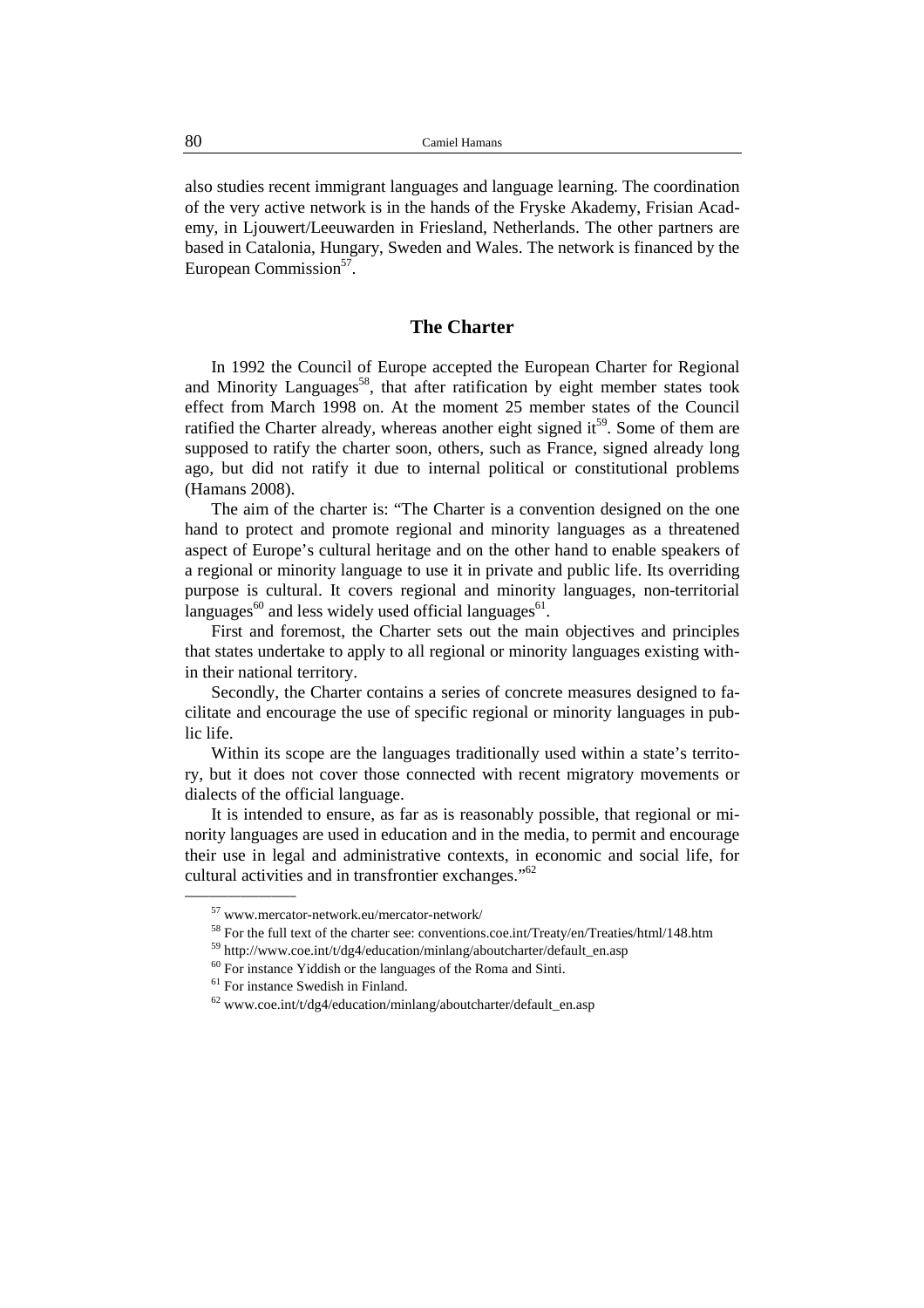also studies recent immigrant languages and language learning. The coordination of the very active network is in the hands of the Fryske Akademy, Frisian Academy, in Ljouwert/Leeuwarden in Friesland, Netherlands. The other partners are based in Catalonia, Hungary, Sweden and Wales. The network is financed by the European Commission[57].

## The Charter

In 1992 the Council of Europe accepted the European Charter for Regional and Minority Languages[58], that after ratification by eight member states took effect from March 1998 on. At the moment 25 member states of the Council ratified the Charter already, whereas another eight signed it[59]. Some of them are supposed to ratify the charter soon, others, such as France, signed already long ago, but did not ratify it due to internal political or constitutional problems (Hamans 2008).

The aim of the charter is: "The Charter is a convention designed on the one hand to protect and promote regional and minority languages as a threatened aspect of Europe's cultural heritage and on the other hand to enable speakers of a regional or minority language to use it in private and public life. Its overriding purpose is cultural. It covers regional and minority languages, non-territorial languages[60] and less widely used official languages[61].

First and foremost, the Charter sets out the main objectives and principles that states undertake to apply to all regional or minority languages existing within their national territory.

Secondly, the Charter contains a series of concrete measures designed to facilitate and encourage the use of specific regional or minority languages in public life.

Within its scope are the languages traditionally used within a state's territory, but it does not cover those connected with recent migratory movements or dialects of the official language.

It is intended to ensure, as far as is reasonably possible, that regional or minority languages are used in education and in the media, to permit and encourage their use in legal and administrative contexts, in economic and social life, for cultural activities and in transfrontier exchanges."[62]

---

[57] www.mercator-network.eu/mercator-network/

[58] For the full text of the charter see: conventions.coe.int/Treaty/en/Treaties/html/148.htm

[59] http://www.coe.int/t/dg4/education/minlang/aboutcharter/default_en.asp

[60] For instance Yiddish or the languages of the Roma and Sinti.

[61] For instance Swedish in Finland.

[62] www.coe.int/t/dg4/education/minlang/aboutcharter/default_en.asp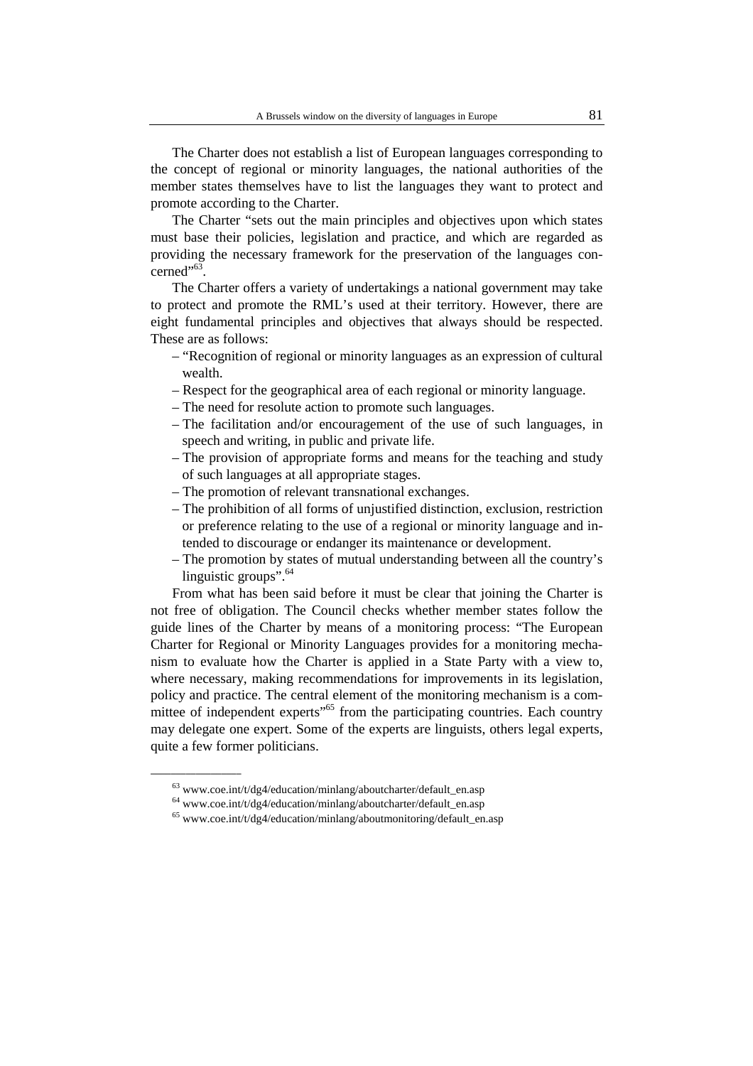The Charter does not establish a list of European languages corresponding to the concept of regional or minority languages, the national authorities of the member states themselves have to list the languages they want to protect and promote according to the Charter.

The Charter "sets out the main principles and objectives upon which states must base their policies, legislation and practice, and which are regarded as providing the necessary framework for the preservation of the languages concerned"[63].

The Charter offers a variety of undertakings a national government may take to protect and promote the RML's used at their territory. However, there are eight fundamental principles and objectives that always should be respected. These are as follows:

- "Recognition of regional or minority languages as an expression of cultural wealth.
- Respect for the geographical area of each regional or minority language.
- The need for resolute action to promote such languages.
- The facilitation and/or encouragement of the use of such languages, in speech and writing, in public and private life.
- The provision of appropriate forms and means for the teaching and study of such languages at all appropriate stages.
- The promotion of relevant transnational exchanges.
- The prohibition of all forms of unjustified distinction, exclusion, restriction or preference relating to the use of a regional or minority language and intended to discourage or endanger its maintenance or development.
- The promotion by states of mutual understanding between all the country's linguistic groups".[64]

From what has been said before it must be clear that joining the Charter is not free of obligation. The Council checks whether member states follow the guide lines of the Charter by means of a monitoring process: "The European Charter for Regional or Minority Languages provides for a monitoring mechanism to evaluate how the Charter is applied in a State Party with a view to, where necessary, making recommendations for improvements in its legislation, policy and practice. The central element of the monitoring mechanism is a committee of independent experts"[65] from the participating countries. Each country may delegate one expert. Some of the experts are linguists, others legal experts, quite a few former politicians.

---

[63] www.coe.int/t/dg4/education/minlang/aboutcharter/default_en.asp

[64] www.coe.int/t/dg4/education/minlang/aboutcharter/default_en.asp

[65] www.coe.int/t/dg4/education/minlang/aboutmonitoring/default_en.asp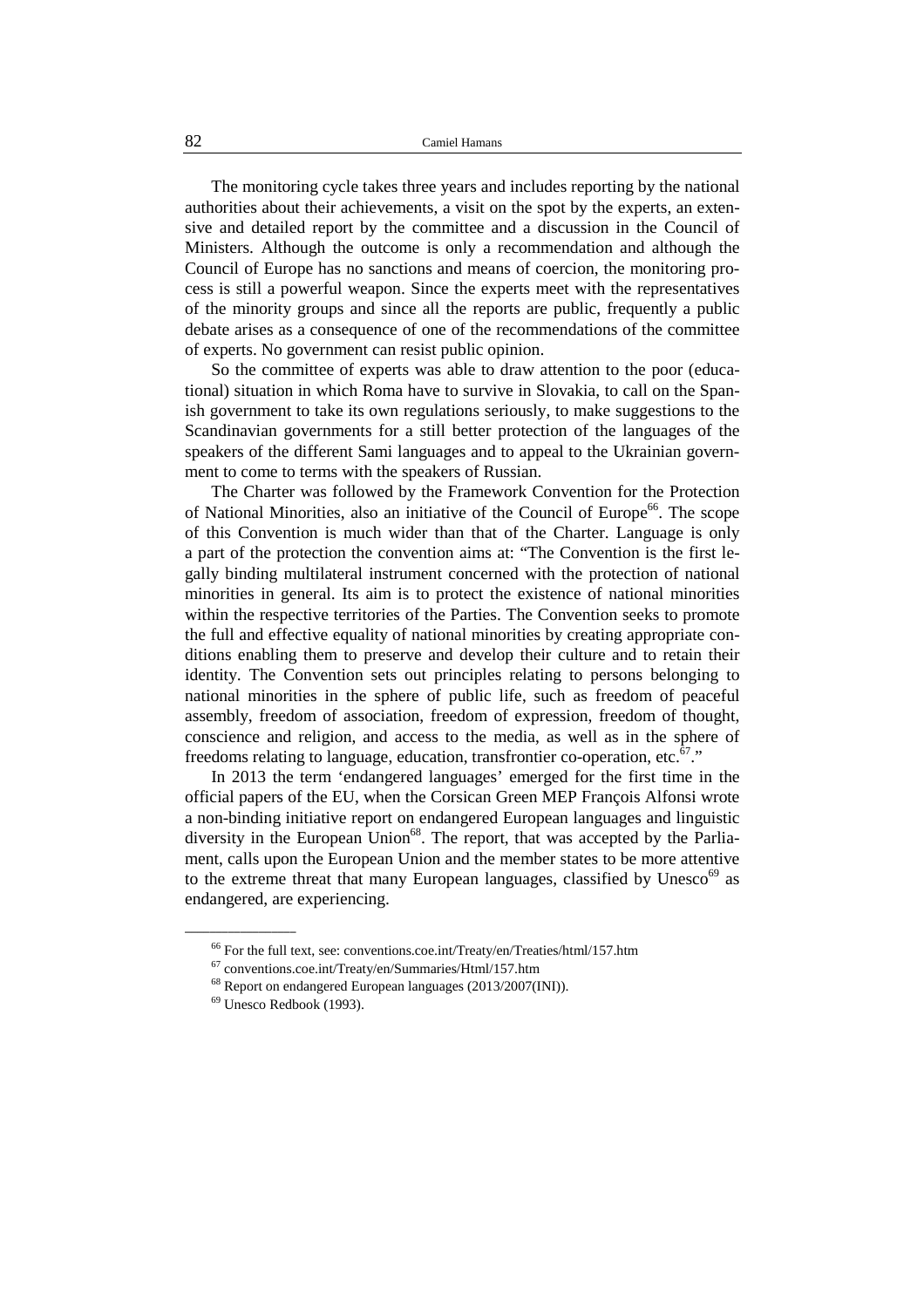The monitoring cycle takes three years and includes reporting by the national authorities about their achievements, a visit on the spot by the experts, an extensive and detailed report by the committee and a discussion in the Council of Ministers. Although the outcome is only a recommendation and although the Council of Europe has no sanctions and means of coercion, the monitoring process is still a powerful weapon. Since the experts meet with the representatives of the minority groups and since all the reports are public, frequently a public debate arises as a consequence of one of the recommendations of the committee of experts. No government can resist public opinion.

So the committee of experts was able to draw attention to the poor (educational) situation in which Roma have to survive in Slovakia, to call on the Spanish government to take its own regulations seriously, to make suggestions to the Scandinavian governments for a still better protection of the languages of the speakers of the different Sami languages and to appeal to the Ukrainian government to come to terms with the speakers of Russian.

The Charter was followed by the Framework Convention for the Protection of National Minorities, also an initiative of the Council of Europe[66]. The scope of this Convention is much wider than that of the Charter. Language is only a part of the protection the convention aims at: "The Convention is the first legally binding multilateral instrument concerned with the protection of national minorities in general. Its aim is to protect the existence of national minorities within the respective territories of the Parties. The Convention seeks to promote the full and effective equality of national minorities by creating appropriate conditions enabling them to preserve and develop their culture and to retain their identity. The Convention sets out principles relating to persons belonging to national minorities in the sphere of public life, such as freedom of peaceful assembly, freedom of association, freedom of expression, freedom of thought, conscience and religion, and access to the media, as well as in the sphere of freedoms relating to language, education, transfrontier co-operation, etc.[67]."

In 2013 the term 'endangered languages' emerged for the first time in the official papers of the EU, when the Corsican Green MEP François Alfonsi wrote a non-binding initiative report on endangered European languages and linguistic diversity in the European Union[68]. The report, that was accepted by the Parliament, calls upon the European Union and the member states to be more attentive to the extreme threat that many European languages, classified by Unesco[69] as endangered, are experiencing.

---

[66] For the full text, see: conventions.coe.int/Treaty/en/Treaties/html/157.htm

[67] conventions.coe.int/Treaty/en/Summaries/Html/157.htm

[68] Report on endangered European languages (2013/2007(INI)).

[69] Unesco Redbook (1993).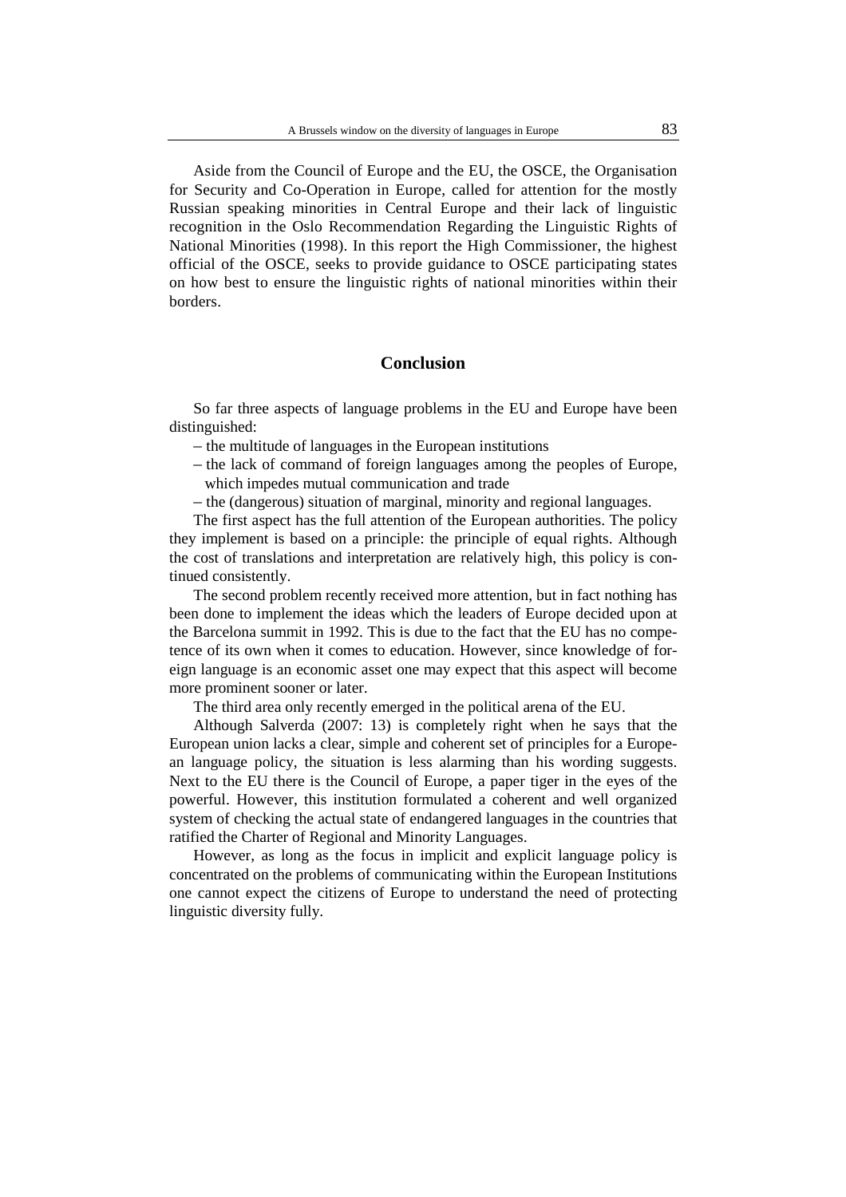Aside from the Council of Europe and the EU, the OSCE, the Organisation for Security and Co-Operation in Europe, called for attention for the mostly Russian speaking minorities in Central Europe and their lack of linguistic recognition in the Oslo Recommendation Regarding the Linguistic Rights of National Minorities (1998). In this report the High Commissioner, the highest official of the OSCE, seeks to provide guidance to OSCE participating states on how best to ensure the linguistic rights of national minorities within their borders.

## Conclusion

So far three aspects of language problems in the EU and Europe have been distinguished:

- the multitude of languages in the European institutions
- the lack of command of foreign languages among the peoples of Europe, which impedes mutual communication and trade
- the (dangerous) situation of marginal, minority and regional languages.

The first aspect has the full attention of the European authorities. The policy they implement is based on a principle: the principle of equal rights. Although the cost of translations and interpretation are relatively high, this policy is continued consistently.

The second problem recently received more attention, but in fact nothing has been done to implement the ideas which the leaders of Europe decided upon at the Barcelona summit in 1992. This is due to the fact that the EU has no competence of its own when it comes to education. However, since knowledge of foreign language is an economic asset one may expect that this aspect will become more prominent sooner or later.

The third area only recently emerged in the political arena of the EU.

Although Salverda (2007: 13) is completely right when he says that the European union lacks a clear, simple and coherent set of principles for a European language policy, the situation is less alarming than his wording suggests. Next to the EU there is the Council of Europe, a paper tiger in the eyes of the powerful. However, this institution formulated a coherent and well organized system of checking the actual state of endangered languages in the countries that ratified the Charter of Regional and Minority Languages.

However, as long as the focus in implicit and explicit language policy is concentrated on the problems of communicating within the European Institutions one cannot expect the citizens of Europe to understand the need of protecting linguistic diversity fully.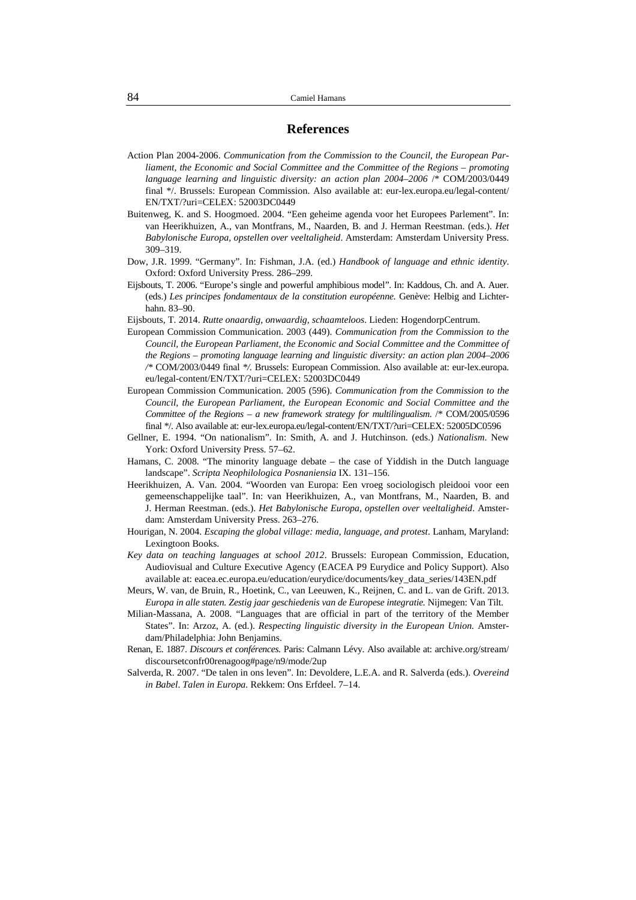## References

Action Plan 2004-2006. *Communication from the Commission to the Council, the European Parliament, the Economic and Social Committee and the Committee of the Regions – promoting language learning and linguistic diversity: an action plan 2004–2006* /* COM/2003/0449 final */. Brussels: European Commission. Also available at: eur-lex.europa.eu/legal-content/EN/TXT/?uri=CELEX: 52003DC0449

Buitenweg, K. and S. Hoogmoed. 2004. "Een geheime agenda voor het Europees Parlement". In: van Heerikhuizen, A., van Montfrans, M., Naarden, B. and J. Herman Reestman. (eds.). *Het Babylonische Europa, opstellen over veeltaligheid*. Amsterdam: Amsterdam University Press. 309–319.

Dow, J.R. 1999. "Germany". In: Fishman, J.A. (ed.) *Handbook of language and ethnic identity*. Oxford: Oxford University Press. 286–299.

Eijsbouts, T. 2006. "Europe's single and powerful amphibious model". In: Kaddous, Ch. and A. Auer. (eds.) *Les principes fondamentaux de la constitution européenne.* Genève: Helbig and Lichterhahn. 83–90.

Eijsbouts, T. 2014. *Rutte onaardig, onwaardig, schaamteloos*. Lieden: HogendorpCentrum.

European Commission Communication. 2003 (449). *Communication from the Commission to the Council, the European Parliament, the Economic and Social Committee and the Committee of the Regions – promoting language learning and linguistic diversity: an action plan 2004–2006 /** COM/2003/0449 final **/.* Brussels: European Commission. Also available at: eur-lex.europa.eu/legal-content/EN/TXT/?uri=CELEX: 52003DC0449

European Commission Communication. 2005 (596). *Communication from the Commission to the Council, the European Parliament, the European Economic and Social Committee and the Committee of the Regions – a new framework strategy for multilingualism.* /* COM/2005/0596 final */. Also available at: eur-lex.europa.eu/legal-content/EN/TXT/?uri=CELEX: 52005DC0596

Gellner, E. 1994. "On nationalism". In: Smith, A. and J. Hutchinson. (eds.) *Nationalism*. New York: Oxford University Press. 57–62.

Hamans, C. 2008. "The minority language debate – the case of Yiddish in the Dutch language landscape". *Scripta Neophilologica Posnaniensia* IX. 131–156.

Heerikhuizen, A. Van. 2004. "Woorden van Europa: Een vroeg sociologisch pleidooi voor een gemeenschappelijke taal". In: van Heerikhuizen, A., van Montfrans, M., Naarden, B. and J. Herman Reestman. (eds.). *Het Babylonische Europa, opstellen over veeltaligheid*. Amsterdam: Amsterdam University Press. 263–276.

Hourigan, N. 2004. *Escaping the global village: media, language, and protest*. Lanham, Maryland: Lexingtoon Books.

*Key data on teaching languages at school 2012*. Brussels: European Commission, Education, Audiovisual and Culture Executive Agency (EACEA P9 Eurydice and Policy Support). Also available at: eacea.ec.europa.eu/education/eurydice/documents/key_data_series/143EN.pdf

Meurs, W. van, de Bruin, R., Hoetink, C., van Leeuwen, K., Reijnen, C. and L. van de Grift. 2013. *Europa in alle staten. Zestig jaar geschiedenis van de Europese integratie.* Nijmegen: Van Tilt.

Milian-Massana, A. 2008. "Languages that are official in part of the territory of the Member States". In: Arzoz, A. (ed.). *Respecting linguistic diversity in the European Union.* Amsterdam/Philadelphia: John Benjamins.

Renan, E. 1887. *Discours et conférences.* Paris: Calmann Lévy. Also available at: archive.org/stream/discoursetconfr00renagoog#page/n9/mode/2up

Salverda, R. 2007. "De talen in ons leven". In: Devoldere, L.E.A. and R. Salverda (eds.). *Overeind in Babel. Talen in Europa.* Rekkem: Ons Erfdeel. 7–14.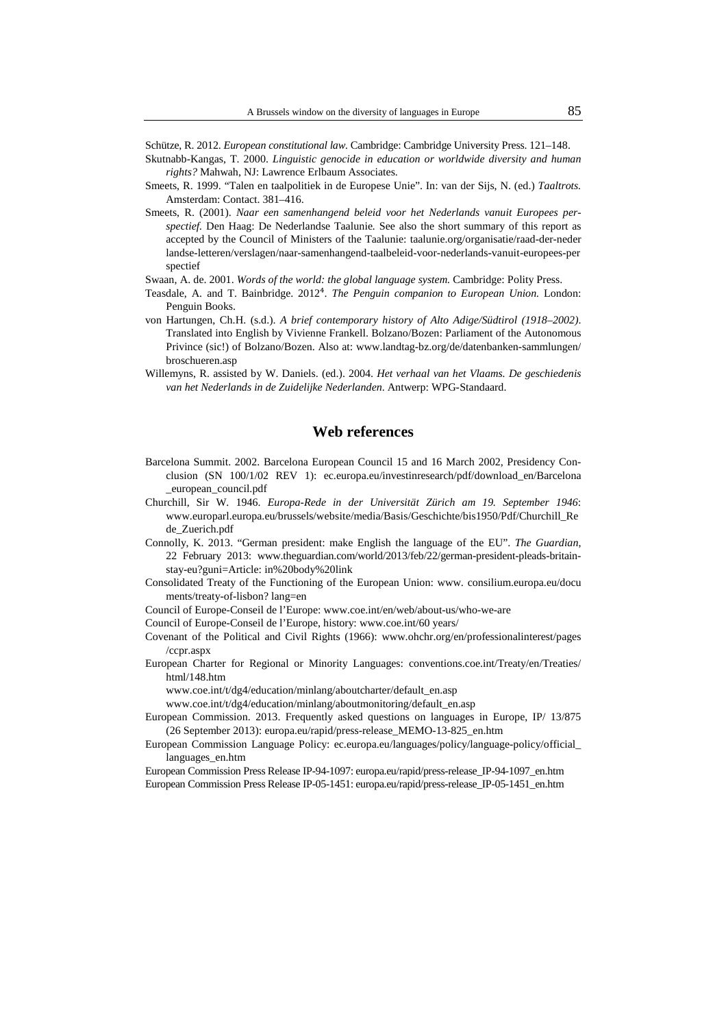Schütze, R. 2012. *European constitutional law*. Cambridge: Cambridge University Press. 121–148.

Skutnabb-Kangas, T. 2000. *Linguistic genocide in education or worldwide diversity and human rights?* Mahwah, NJ: Lawrence Erlbaum Associates.

Smeets, R. 1999. "Talen en taalpolitiek in de Europese Unie". In: van der Sijs, N. (ed.) *Taaltrots.* Amsterdam: Contact. 381–416.

Smeets, R. (2001). *Naar een samenhangend beleid voor het Nederlands vanuit Europees perspectief.* Den Haag: De Nederlandse Taalunie. See also the short summary of this report as accepted by the Council of Ministers of the Taalunie: taalunie.org/organisatie/raad-der-nederlandse-letteren/verslagen/naar-samenhangend-taalbeleid-voor-nederlands-vanuit-europees-perspectief

Swaan, A. de. 2001. *Words of the world: the global language system.* Cambridge: Polity Press.

Teasdale, A. and T. Bainbridge. 2012[4]. *The Penguin companion to European Union.* London: Penguin Books.

von Hartungen, Ch.H. (s.d.). *A brief contemporary history of Alto Adige/Südtirol (1918–2002)*. Translated into English by Vivienne Frankell. Bolzano/Bozen: Parliament of the Autonomous Privince (sic!) of Bolzano/Bozen. Also at: www.landtag-bz.org/de/datenbanken-sammlungen/broschueren.asp

Willemyns, R. assisted by W. Daniels. (ed.). 2004. *Het verhaal van het Vlaams. De geschiedenis van het Nederlands in de Zuidelijke Nederlanden*. Antwerp: WPG-Standaard.

## Web references

Barcelona Summit. 2002. Barcelona European Council 15 and 16 March 2002, Presidency Conclusion (SN 100/1/02 REV 1): ec.europa.eu/investinresearch/pdf/download_en/Barcelona_european_council.pdf

Churchill, Sir W. 1946. *Europa-Rede in der Universität Zürich am 19. September 1946*: www.europarl.europa.eu/brussels/website/media/Basis/Geschichte/bis1950/Pdf/Churchill_Rede_Zuerich.pdf

Connolly, K. 2013. "German president: make English the language of the EU". *The Guardian*, 22 February 2013: www.theguardian.com/world/2013/feb/22/german-president-pleads-britain-stay-eu?guni=Article: in%20body%20link

Consolidated Treaty of the Functioning of the European Union: www. consilium.europa.eu/documents/treaty-of-lisbon? lang=en

Council of Europe-Conseil de l'Europe: www.coe.int/en/web/about-us/who-we-are

Council of Europe-Conseil de l'Europe, history: www.coe.int/60 years/

Covenant of the Political and Civil Rights (1966): www.ohchr.org/en/professionalinterest/pages/ccpr.aspx

European Charter for Regional or Minority Languages: conventions.coe.int/Treaty/en/Treaties/html/148.htm
www.coe.int/t/dg4/education/minlang/aboutcharter/default_en.asp
www.coe.int/t/dg4/education/minlang/aboutmonitoring/default_en.asp

European Commission. 2013. Frequently asked questions on languages in Europe, IP/ 13/875 (26 September 2013): europa.eu/rapid/press-release_MEMO-13-825_en.htm

European Commission Language Policy: ec.europa.eu/languages/policy/language-policy/official_languages_en.htm

European Commission Press Release IP-94-1097: europa.eu/rapid/press-release_IP-94-1097_en.htm

European Commission Press Release IP-05-1451: europa.eu/rapid/press-release_IP-05-1451_en.htm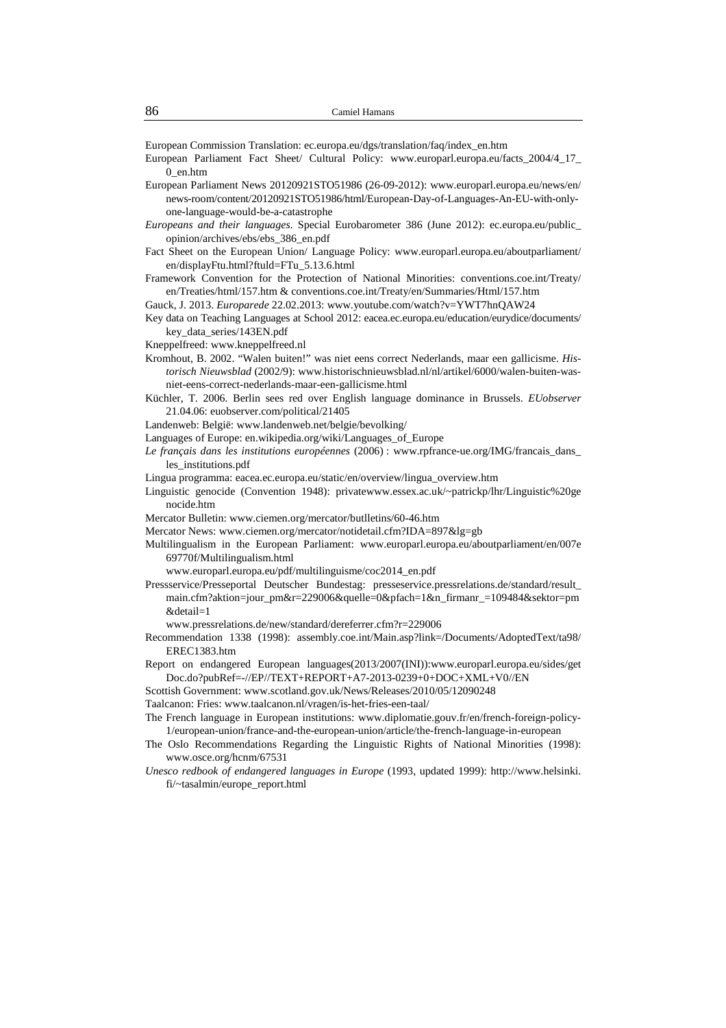European Commission Translation: ec.europa.eu/dgs/translation/faq/index_en.htm

European Parliament Fact Sheet/ Cultural Policy: www.europarl.europa.eu/facts_2004/4_17_0_en.htm

European Parliament News 20120921STO51986 (26-09-2012): www.europarl.europa.eu/news/en/news-room/content/20120921STO51986/html/European-Day-of-Languages-An-EU-with-only-one-language-would-be-a-catastrophe

*Europeans and their languages*. Special Eurobarometer 386 (June 2012): ec.europa.eu/public_opinion/archives/ebs/ebs_386_en.pdf

Fact Sheet on the European Union/ Language Policy: www.europarl.europa.eu/aboutparliament/en/displayFtu.html?ftuld=FTu_5.13.6.html

Framework Convention for the Protection of National Minorities: conventions.coe.int/Treaty/en/Treaties/html/157.htm & conventions.coe.int/Treaty/en/Summaries/Html/157.htm

Gauck, J. 2013. *Europarede* 22.02.2013: www.youtube.com/watch?v=YWT7hnQAW24

Key data on Teaching Languages at School 2012: eacea.ec.europa.eu/education/eurydice/documents/key_data_series/143EN.pdf

Kneppelfreed: www.kneppelfreed.nl

Kromhout, B. 2002. "Walen buiten!" was niet eens correct Nederlands, maar een gallicisme. *Historisch Nieuwsblad* (2002/9): www.historischnieuwsblad.nl/nl/artikel/6000/walen-buiten-was-niet-eens-correct-nederlands-maar-een-gallicisme.html

Küchler, T. 2006. Berlin sees red over English language dominance in Brussels. *EUobserver* 21.04.06: euobserver.com/political/21405

Landenweb: België: www.landenweb.net/belgie/bevolking/

Languages of Europe: en.wikipedia.org/wiki/Languages_of_Europe

*Le français dans les institutions européennes* (2006) : www.rpfrance-ue.org/IMG/francais_dans_les_institutions.pdf

Lingua programma: eacea.ec.europa.eu/static/en/overview/lingua_overview.htm

Linguistic genocide (Convention 1948): privatewww.essex.ac.uk/~patrickp/lhr/Linguistic%20genocide.htm

Mercator Bulletin: www.ciemen.org/mercator/butlletins/60-46.htm

Mercator News: www.ciemen.org/mercator/notidetail.cfm?IDA=897&lg=gb

Multilingualism in the European Parliament: www.europarl.europa.eu/aboutparliament/en/007e69770f/Multilingualism.html

www.europarl.europa.eu/pdf/multilinguisme/coc2014_en.pdf

Pressservice/Presseportal Deutscher Bundestag: presseservice.pressrelations.de/standard/result_main.cfm?aktion=jour_pm&r=229006&quelle=0&pfach=1&n_firmanr_=109484&sektor=pm&detail=1

www.pressrelations.de/new/standard/dereferrer.cfm?r=229006

Recommendation 1338 (1998): assembly.coe.int/Main.asp?link=/Documents/AdoptedText/ta98/EREC1383.htm

Report on endangered European languages(2013/2007(INI)):www.europarl.europa.eu/sides/getDoc.do?pubRef=-//EP//TEXT+REPORT+A7-2013-0239+0+DOC+XML+V0//EN

Scottish Government: www.scotland.gov.uk/News/Releases/2010/05/12090248

Taalcanon: Fries: www.taalcanon.nl/vragen/is-het-fries-een-taal/

The French language in European institutions: www.diplomatie.gouv.fr/en/french-foreign-policy-1/european-union/france-and-the-european-union/article/the-french-language-in-european

The Oslo Recommendations Regarding the Linguistic Rights of National Minorities (1998): www.osce.org/hcnm/67531

*Unesco redbook of endangered languages in Europe* (1993, updated 1999): http://www.helsinki.fi/~tasalmin/europe_report.html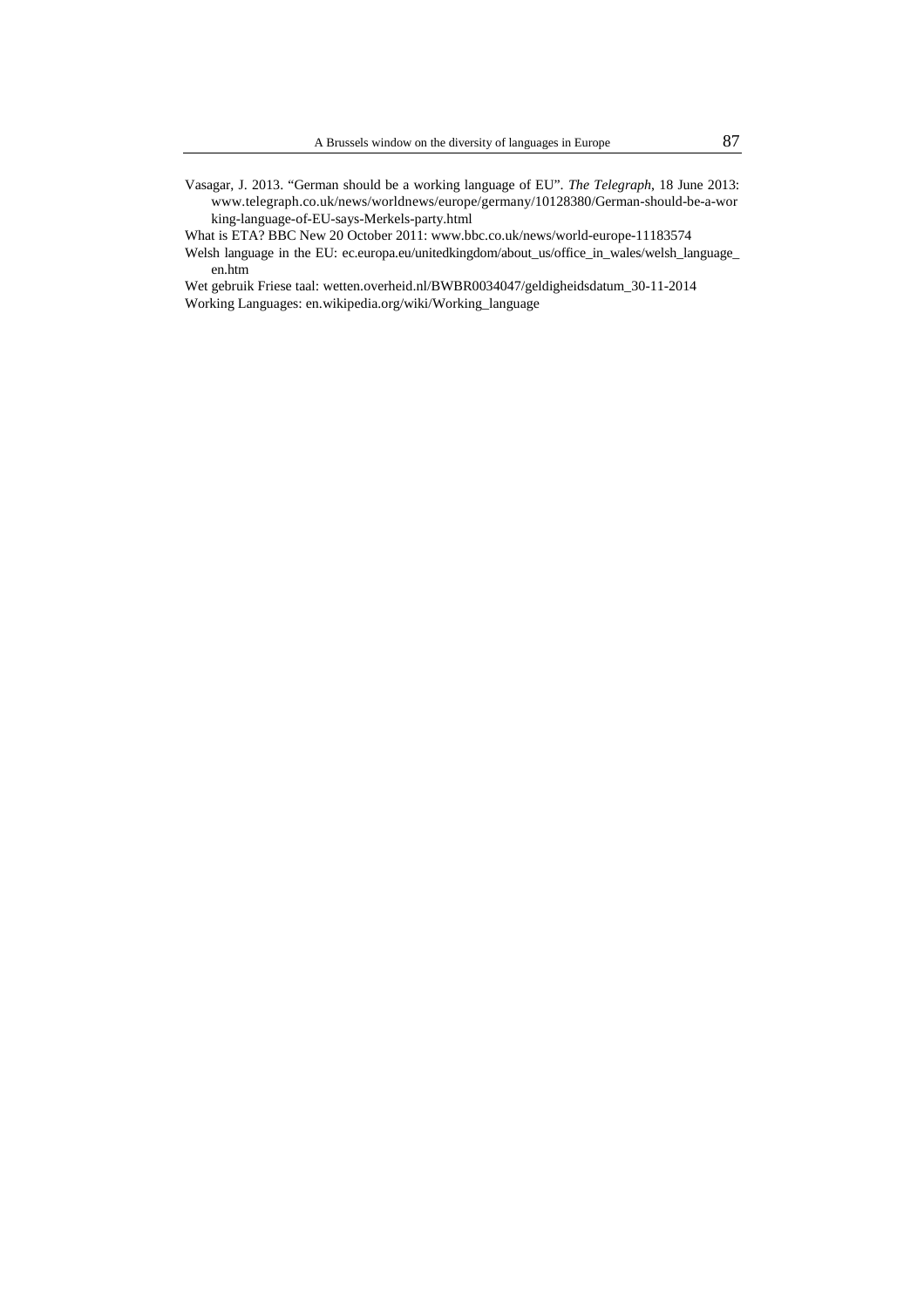Vasagar, J. 2013. "German should be a working language of EU". *The Telegraph*, 18 June 2013: www.telegraph.co.uk/news/worldnews/europe/germany/10128380/German-should-be-a-working-language-of-EU-says-Merkels-party.html

What is ETA? BBC New 20 October 2011: www.bbc.co.uk/news/world-europe-11183574

Welsh language in the EU: ec.europa.eu/unitedkingdom/about_us/office_in_wales/welsh_language_en.htm

Wet gebruik Friese taal: wetten.overheid.nl/BWBR0034047/geldigheidsdatum_30-11-2014

Working Languages: en.wikipedia.org/wiki/Working_language